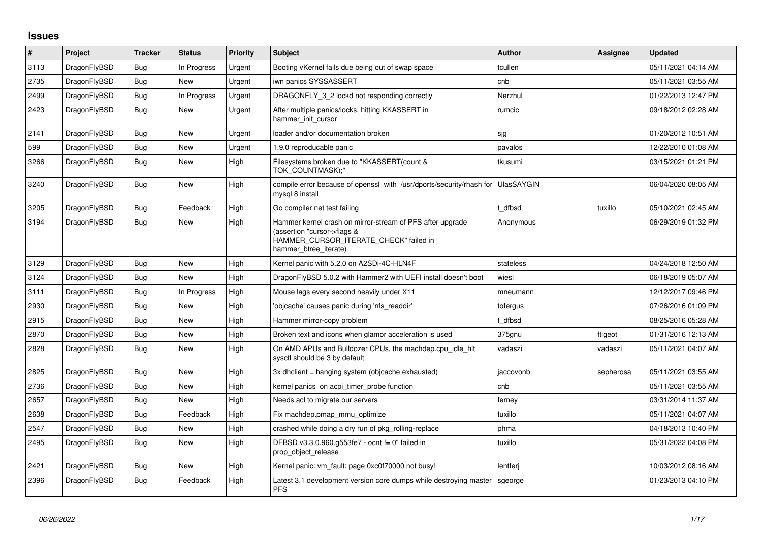## Issues

| # | Project | Tracker | Status | Priority | Subject | Author | Assignee | Updated |
|---|---|---|---|---|---|---|---|---|
| 3113 | DragonFlyBSD | Bug | In Progress | Urgent | Booting vKernel fails due being out of swap space | tcullen | | 05/11/2021 04:14 AM |
| 2735 | DragonFlyBSD | Bug | New | Urgent | iwn panics SYSSASSERT | cnb | | 05/11/2021 03:55 AM |
| 2499 | DragonFlyBSD | Bug | In Progress | Urgent | DRAGONFLY_3_2 lockd not responding correctly | Nerzhul | | 01/22/2013 12:47 PM |
| 2423 | DragonFlyBSD | Bug | New | Urgent | After multiple panics/locks, hitting KKASSERT in hammer_init_cursor | rumcic | | 09/18/2012 02:28 AM |
| 2141 | DragonFlyBSD | Bug | New | Urgent | loader and/or documentation broken | sjg | | 01/20/2012 10:51 AM |
| 599 | DragonFlyBSD | Bug | New | Urgent | 1.9.0 reproducable panic | pavalos | | 12/22/2010 01:08 AM |
| 3266 | DragonFlyBSD | Bug | New | High | Filesystems broken due to "KKASSERT(count & TOK_COUNTMASK);" | tkusumi | | 03/15/2021 01:21 PM |
| 3240 | DragonFlyBSD | Bug | New | High | compile error because of openssl with /usr/dports/security/rhash for mysql 8 install | UlasSAYGIN | | 06/04/2020 08:05 AM |
| 3205 | DragonFlyBSD | Bug | Feedback | High | Go compiler net test failing | t_dfbsd | tuxillo | 05/10/2021 02:45 AM |
| 3194 | DragonFlyBSD | Bug | New | High | Hammer kernel crash on mirror-stream of PFS after upgrade (assertion "cursor->flags & HAMMER_CURSOR_ITERATE_CHECK" failed in hammer_btree_iterate) | Anonymous | | 06/29/2019 01:32 PM |
| 3129 | DragonFlyBSD | Bug | New | High | Kernel panic with 5.2.0 on A2SDi-4C-HLN4F | stateless | | 04/24/2018 12:50 AM |
| 3124 | DragonFlyBSD | Bug | New | High | DragonFlyBSD 5.0.2 with Hammer2 with UEFI install doesn't boot | wiesl | | 06/18/2019 05:07 AM |
| 3111 | DragonFlyBSD | Bug | In Progress | High | Mouse lags every second heavily under X11 | mneumann | | 12/12/2017 09:46 PM |
| 2930 | DragonFlyBSD | Bug | New | High | 'objcache' causes panic during 'nfs_readdir' | tofergus | | 07/26/2016 01:09 PM |
| 2915 | DragonFlyBSD | Bug | New | High | Hammer mirror-copy problem | t_dfbsd | | 08/25/2016 05:28 AM |
| 2870 | DragonFlyBSD | Bug | New | High | Broken text and icons when glamor acceleration is used | 375gnu | ftigeot | 01/31/2016 12:13 AM |
| 2828 | DragonFlyBSD | Bug | New | High | On AMD APUs and Bulldozer CPUs, the machdep.cpu_idle_hlt sysctl should be 3 by default | vadaszi | vadaszi | 05/11/2021 04:07 AM |
| 2825 | DragonFlyBSD | Bug | New | High | 3x dhclient = hanging system (objcache exhausted) | jaccovonb | sepherosa | 05/11/2021 03:55 AM |
| 2736 | DragonFlyBSD | Bug | New | High | kernel panics on acpi_timer_probe function | cnb | | 05/11/2021 03:55 AM |
| 2657 | DragonFlyBSD | Bug | New | High | Needs acl to migrate our servers | ferney | | 03/31/2014 11:37 AM |
| 2638 | DragonFlyBSD | Bug | Feedback | High | Fix machdep.pmap_mmu_optimize | tuxillo | | 05/11/2021 04:07 AM |
| 2547 | DragonFlyBSD | Bug | New | High | crashed while doing a dry run of pkg_rolling-replace | phma | | 04/18/2013 10:40 PM |
| 2495 | DragonFlyBSD | Bug | New | High | DFBSD v3.3.0.960.g553fe7 - ocnt != 0" failed in prop_object_release | tuxillo | | 05/31/2022 04:08 PM |
| 2421 | DragonFlyBSD | Bug | New | High | Kernel panic: vm_fault: page 0xc0f70000 not busy! | lentferj | | 10/03/2012 08:16 AM |
| 2396 | DragonFlyBSD | Bug | Feedback | High | Latest 3.1 development version core dumps while destroying master PFS | sgeorge | | 01/23/2013 04:10 PM |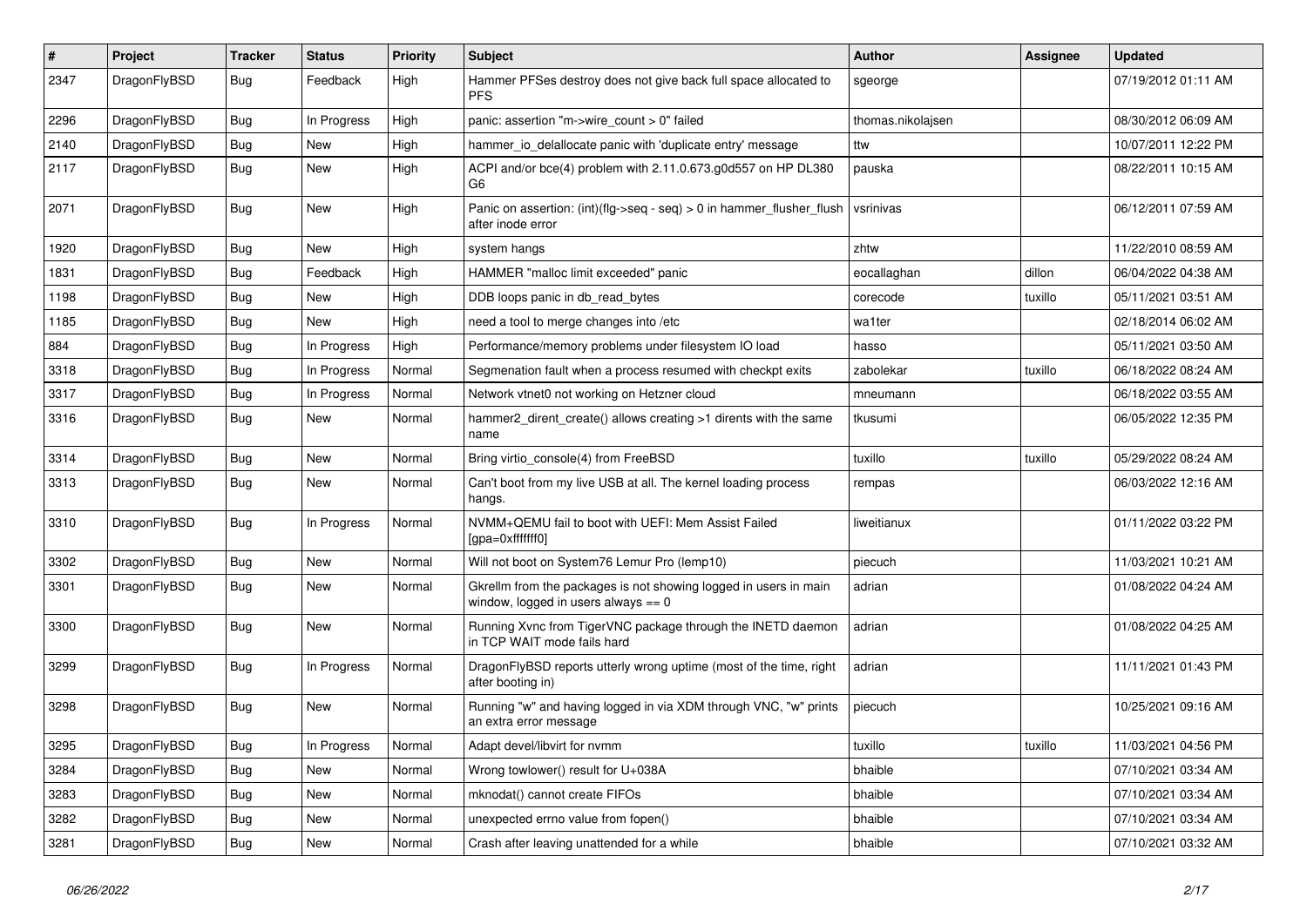| # | Project | Tracker | Status | Priority | Subject | Author | Assignee | Updated |
|---|---|---|---|---|---|---|---|---|
| 2347 | DragonFlyBSD | Bug | Feedback | High | Hammer PFSes destroy does not give back full space allocated to PFS | sgeorge | | 07/19/2012 01:11 AM |
| 2296 | DragonFlyBSD | Bug | In Progress | High | panic: assertion "m->wire_count > 0" failed | thomas.nikolajsen | | 08/30/2012 06:09 AM |
| 2140 | DragonFlyBSD | Bug | New | High | hammer_io_delallocate panic with 'duplicate entry' message | ttw | | 10/07/2011 12:22 PM |
| 2117 | DragonFlyBSD | Bug | New | High | ACPI and/or bce(4) problem with 2.11.0.673.g0d557 on HP DL380 G6 | pauska | | 08/22/2011 10:15 AM |
| 2071 | DragonFlyBSD | Bug | New | High | Panic on assertion: (int)(flg->seq - seq) > 0 in hammer_flusher_flush after inode error | vsrinivas | | 06/12/2011 07:59 AM |
| 1920 | DragonFlyBSD | Bug | New | High | system hangs | zhtw | | 11/22/2010 08:59 AM |
| 1831 | DragonFlyBSD | Bug | Feedback | High | HAMMER "malloc limit exceeded" panic | eocallaghan | dillon | 06/04/2022 04:38 AM |
| 1198 | DragonFlyBSD | Bug | New | High | DDB loops panic in db_read_bytes | corecode | tuxillo | 05/11/2021 03:51 AM |
| 1185 | DragonFlyBSD | Bug | New | High | need a tool to merge changes into /etc | wa1ter | | 02/18/2014 06:02 AM |
| 884 | DragonFlyBSD | Bug | In Progress | High | Performance/memory problems under filesystem IO load | hasso | | 05/11/2021 03:50 AM |
| 3318 | DragonFlyBSD | Bug | In Progress | Normal | Segmenation fault when a process resumed with checkpt exits | zabolekar | tuxillo | 06/18/2022 08:24 AM |
| 3317 | DragonFlyBSD | Bug | In Progress | Normal | Network vtnet0 not working on Hetzner cloud | mneumann | | 06/18/2022 03:55 AM |
| 3316 | DragonFlyBSD | Bug | New | Normal | hammer2_dirent_create() allows creating >1 dirents with the same name | tkusumi | | 06/05/2022 12:35 PM |
| 3314 | DragonFlyBSD | Bug | New | Normal | Bring virtio_console(4) from FreeBSD | tuxillo | tuxillo | 05/29/2022 08:24 AM |
| 3313 | DragonFlyBSD | Bug | New | Normal | Can't boot from my live USB at all. The kernel loading process hangs. | rempas | | 06/03/2022 12:16 AM |
| 3310 | DragonFlyBSD | Bug | In Progress | Normal | NVMM+QEMU fail to boot with UEFI: Mem Assist Failed [gpa=0xfffffff0] | liweitianux | | 01/11/2022 03:22 PM |
| 3302 | DragonFlyBSD | Bug | New | Normal | Will not boot on System76 Lemur Pro (lemp10) | piecuch | | 11/03/2021 10:21 AM |
| 3301 | DragonFlyBSD | Bug | New | Normal | Gkrellm from the packages is not showing logged in users in main window, logged in users always == 0 | adrian | | 01/08/2022 04:24 AM |
| 3300 | DragonFlyBSD | Bug | New | Normal | Running Xvnc from TigerVNC package through the INETD daemon in TCP WAIT mode fails hard | adrian | | 01/08/2022 04:25 AM |
| 3299 | DragonFlyBSD | Bug | In Progress | Normal | DragonFlyBSD reports utterly wrong uptime (most of the time, right after booting in) | adrian | | 11/11/2021 01:43 PM |
| 3298 | DragonFlyBSD | Bug | New | Normal | Running "w" and having logged in via XDM through VNC, "w" prints an extra error message | piecuch | | 10/25/2021 09:16 AM |
| 3295 | DragonFlyBSD | Bug | In Progress | Normal | Adapt devel/libvirt for nvmm | tuxillo | tuxillo | 11/03/2021 04:56 PM |
| 3284 | DragonFlyBSD | Bug | New | Normal | Wrong towlower() result for U+038A | bhaible | | 07/10/2021 03:34 AM |
| 3283 | DragonFlyBSD | Bug | New | Normal | mknodat() cannot create FIFOs | bhaible | | 07/10/2021 03:34 AM |
| 3282 | DragonFlyBSD | Bug | New | Normal | unexpected errno value from fopen() | bhaible | | 07/10/2021 03:34 AM |
| 3281 | DragonFlyBSD | Bug | New | Normal | Crash after leaving unattended for a while | bhaible | | 07/10/2021 03:32 AM |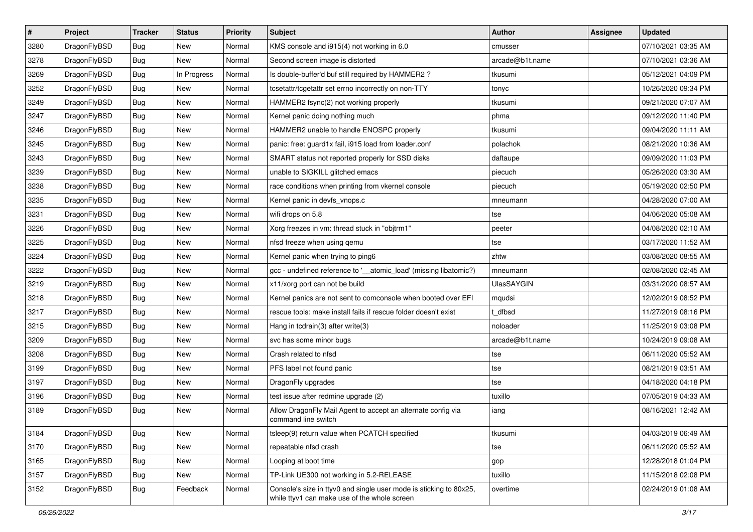| # | Project | Tracker | Status | Priority | Subject | Author | Assignee | Updated |
|---|---|---|---|---|---|---|---|---|
| 3280 | DragonFlyBSD | Bug | New | Normal | KMS console and i915(4) not working in 6.0 | cmusser | | 07/10/2021 03:35 AM |
| 3278 | DragonFlyBSD | Bug | New | Normal | Second screen image is distorted | arcade@b1t.name | | 07/10/2021 03:36 AM |
| 3269 | DragonFlyBSD | Bug | In Progress | Normal | Is double-buffer'd buf still required by HAMMER2 ? | tkusumi | | 05/12/2021 04:09 PM |
| 3252 | DragonFlyBSD | Bug | New | Normal | tcsetattr/tcgetattr set errno incorrectly on non-TTY | tonyc | | 10/26/2020 09:34 PM |
| 3249 | DragonFlyBSD | Bug | New | Normal | HAMMER2 fsync(2) not working properly | tkusumi | | 09/21/2020 07:07 AM |
| 3247 | DragonFlyBSD | Bug | New | Normal | Kernel panic doing nothing much | phma | | 09/12/2020 11:40 PM |
| 3246 | DragonFlyBSD | Bug | New | Normal | HAMMER2 unable to handle ENOSPC properly | tkusumi | | 09/04/2020 11:11 AM |
| 3245 | DragonFlyBSD | Bug | New | Normal | panic: free: guard1x fail, i915 load from loader.conf | polachok | | 08/21/2020 10:36 AM |
| 3243 | DragonFlyBSD | Bug | New | Normal | SMART status not reported properly for SSD disks | daftaupe | | 09/09/2020 11:03 PM |
| 3239 | DragonFlyBSD | Bug | New | Normal | unable to SIGKILL glitched emacs | piecuch | | 05/26/2020 03:30 AM |
| 3238 | DragonFlyBSD | Bug | New | Normal | race conditions when printing from vkernel console | piecuch | | 05/19/2020 02:50 PM |
| 3235 | DragonFlyBSD | Bug | New | Normal | Kernel panic in devfs_vnops.c | mneumann | | 04/28/2020 07:00 AM |
| 3231 | DragonFlyBSD | Bug | New | Normal | wifi drops on 5.8 | tse | | 04/06/2020 05:08 AM |
| 3226 | DragonFlyBSD | Bug | New | Normal | Xorg freezes in vm: thread stuck in "objtrm1" | peeter | | 04/08/2020 02:10 AM |
| 3225 | DragonFlyBSD | Bug | New | Normal | nfsd freeze when using qemu | tse | | 03/17/2020 11:52 AM |
| 3224 | DragonFlyBSD | Bug | New | Normal | Kernel panic when trying to ping6 | zhtw | | 03/08/2020 08:55 AM |
| 3222 | DragonFlyBSD | Bug | New | Normal | gcc - undefined reference to '__atomic_load' (missing libatomic?) | mneumann | | 02/08/2020 02:45 AM |
| 3219 | DragonFlyBSD | Bug | New | Normal | x11/xorg port can not be build | UlasSAYGIN | | 03/31/2020 08:57 AM |
| 3218 | DragonFlyBSD | Bug | New | Normal | Kernel panics are not sent to comconsole when booted over EFI | mqudsi | | 12/02/2019 08:52 PM |
| 3217 | DragonFlyBSD | Bug | New | Normal | rescue tools: make install fails if rescue folder doesn't exist | t_dfbsd | | 11/27/2019 08:16 PM |
| 3215 | DragonFlyBSD | Bug | New | Normal | Hang in tcdrain(3) after write(3) | noloader | | 11/25/2019 03:08 PM |
| 3209 | DragonFlyBSD | Bug | New | Normal | svc has some minor bugs | arcade@b1t.name | | 10/24/2019 09:08 AM |
| 3208 | DragonFlyBSD | Bug | New | Normal | Crash related to nfsd | tse | | 06/11/2020 05:52 AM |
| 3199 | DragonFlyBSD | Bug | New | Normal | PFS label not found panic | tse | | 08/21/2019 03:51 AM |
| 3197 | DragonFlyBSD | Bug | New | Normal | DragonFly upgrades | tse | | 04/18/2020 04:18 PM |
| 3196 | DragonFlyBSD | Bug | New | Normal | test issue after redmine upgrade (2) | tuxillo | | 07/05/2019 04:33 AM |
| 3189 | DragonFlyBSD | Bug | New | Normal | Allow DragonFly Mail Agent to accept an alternate config via command line switch | iang | | 08/16/2021 12:42 AM |
| 3184 | DragonFlyBSD | Bug | New | Normal | tsleep(9) return value when PCATCH specified | tkusumi | | 04/03/2019 06:49 AM |
| 3170 | DragonFlyBSD | Bug | New | Normal | repeatable nfsd crash | tse | | 06/11/2020 05:52 AM |
| 3165 | DragonFlyBSD | Bug | New | Normal | Looping at boot time | gop | | 12/28/2018 01:04 PM |
| 3157 | DragonFlyBSD | Bug | New | Normal | TP-Link UE300 not working in 5.2-RELEASE | tuxillo | | 11/15/2018 02:08 PM |
| 3152 | DragonFlyBSD | Bug | Feedback | Normal | Console's size in ttyv0 and single user mode is sticking to 80x25, while ttyv1 can make use of the whole screen | overtime | | 02/24/2019 01:08 AM |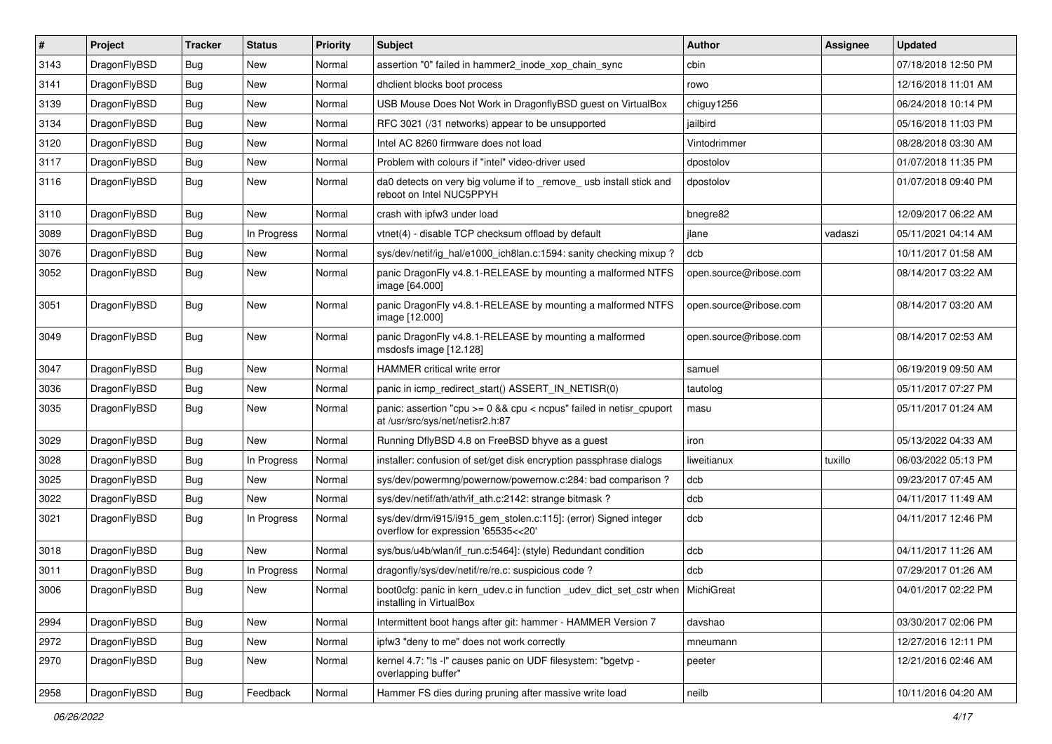| # | Project | Tracker | Status | Priority | Subject | Author | Assignee | Updated |
|---|---|---|---|---|---|---|---|---|
| 3143 | DragonFlyBSD | Bug | New | Normal | assertion "0" failed in hammer2_inode_xop_chain_sync | cbin | | 07/18/2018 12:50 PM |
| 3141 | DragonFlyBSD | Bug | New | Normal | dhclient blocks boot process | rowo | | 12/16/2018 11:01 AM |
| 3139 | DragonFlyBSD | Bug | New | Normal | USB Mouse Does Not Work in DragonflyBSD guest on VirtualBox | chiguy1256 | | 06/24/2018 10:14 PM |
| 3134 | DragonFlyBSD | Bug | New | Normal | RFC 3021 (/31 networks) appear to be unsupported | jailbird | | 05/16/2018 11:03 PM |
| 3120 | DragonFlyBSD | Bug | New | Normal | Intel AC 8260 firmware does not load | Vintodrimmer | | 08/28/2018 03:30 AM |
| 3117 | DragonFlyBSD | Bug | New | Normal | Problem with colours if "intel" video-driver used | dpostolov | | 01/07/2018 11:35 PM |
| 3116 | DragonFlyBSD | Bug | New | Normal | da0 detects on very big volume if to _remove_ usb install stick and reboot on Intel NUC5PPYH | dpostolov | | 01/07/2018 09:40 PM |
| 3110 | DragonFlyBSD | Bug | New | Normal | crash with ipfw3 under load | bnegre82 | | 12/09/2017 06:22 AM |
| 3089 | DragonFlyBSD | Bug | In Progress | Normal | vtnet(4) - disable TCP checksum offload by default | jlane | vadaszi | 05/11/2021 04:14 AM |
| 3076 | DragonFlyBSD | Bug | New | Normal | sys/dev/netif/ig_hal/e1000_ich8lan.c:1594: sanity checking mixup ? | dcb | | 10/11/2017 01:58 AM |
| 3052 | DragonFlyBSD | Bug | New | Normal | panic DragonFly v4.8.1-RELEASE by mounting a malformed NTFS image [64.000] | open.source@ribose.com | | 08/14/2017 03:22 AM |
| 3051 | DragonFlyBSD | Bug | New | Normal | panic DragonFly v4.8.1-RELEASE by mounting a malformed NTFS image [12.000] | open.source@ribose.com | | 08/14/2017 03:20 AM |
| 3049 | DragonFlyBSD | Bug | New | Normal | panic DragonFly v4.8.1-RELEASE by mounting a malformed msdosfs image [12.128] | open.source@ribose.com | | 08/14/2017 02:53 AM |
| 3047 | DragonFlyBSD | Bug | New | Normal | HAMMER critical write error | samuel | | 06/19/2019 09:50 AM |
| 3036 | DragonFlyBSD | Bug | New | Normal | panic in icmp_redirect_start() ASSERT_IN_NETISR(0) | tautolog | | 05/11/2017 07:27 PM |
| 3035 | DragonFlyBSD | Bug | New | Normal | panic: assertion "cpu >= 0 && cpu < ncpus" failed in netisr_cpuport at /usr/src/sys/net/netisr2.h:87 | masu | | 05/11/2017 01:24 AM |
| 3029 | DragonFlyBSD | Bug | New | Normal | Running DflyBSD 4.8 on FreeBSD bhyve as a guest | iron | | 05/13/2022 04:33 AM |
| 3028 | DragonFlyBSD | Bug | In Progress | Normal | installer: confusion of set/get disk encryption passphrase dialogs | liweitianux | tuxillo | 06/03/2022 05:13 PM |
| 3025 | DragonFlyBSD | Bug | New | Normal | sys/dev/powermng/powernow/powernow.c:284: bad comparison ? | dcb | | 09/23/2017 07:45 AM |
| 3022 | DragonFlyBSD | Bug | New | Normal | sys/dev/netif/ath/ath/if_ath.c:2142: strange bitmask ? | dcb | | 04/11/2017 11:49 AM |
| 3021 | DragonFlyBSD | Bug | In Progress | Normal | sys/dev/drm/i915/i915_gem_stolen.c:115]: (error) Signed integer overflow for expression '65535<<20' | dcb | | 04/11/2017 12:46 PM |
| 3018 | DragonFlyBSD | Bug | New | Normal | sys/bus/u4b/wlan/if_run.c:5464]: (style) Redundant condition | dcb | | 04/11/2017 11:26 AM |
| 3011 | DragonFlyBSD | Bug | In Progress | Normal | dragonfly/sys/dev/netif/re/re.c: suspicious code ? | dcb | | 07/29/2017 01:26 AM |
| 3006 | DragonFlyBSD | Bug | New | Normal | boot0cfg: panic in kern_udev.c in function _udev_dict_set_cstr when installing in VirtualBox | MichiGreat | | 04/01/2017 02:22 PM |
| 2994 | DragonFlyBSD | Bug | New | Normal | Intermittent boot hangs after git: hammer - HAMMER Version 7 | davshao | | 03/30/2017 02:06 PM |
| 2972 | DragonFlyBSD | Bug | New | Normal | ipfw3 "deny to me" does not work correctly | mneumann | | 12/27/2016 12:11 PM |
| 2970 | DragonFlyBSD | Bug | New | Normal | kernel 4.7: "ls -l" causes panic on UDF filesystem: "bgetvp - overlapping buffer" | peeter | | 12/21/2016 02:46 AM |
| 2958 | DragonFlyBSD | Bug | Feedback | Normal | Hammer FS dies during pruning after massive write load | neilb | | 10/11/2016 04:20 AM |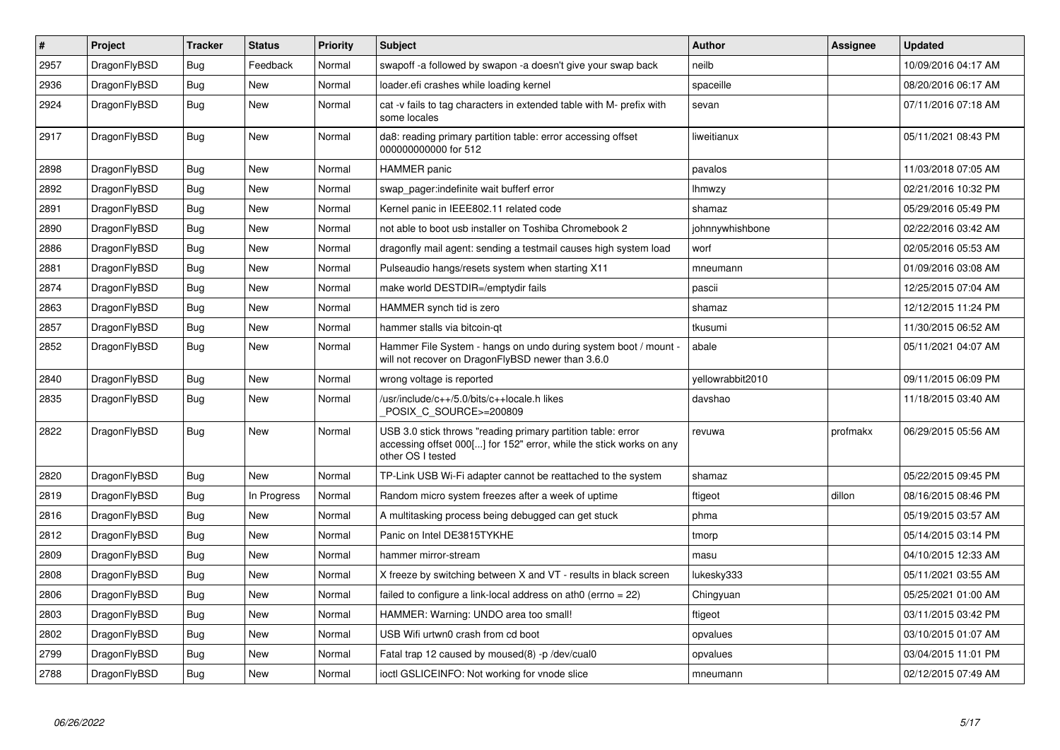| # | Project | Tracker | Status | Priority | Subject | Author | Assignee | Updated |
|---|---|---|---|---|---|---|---|---|
| 2957 | DragonFlyBSD | Bug | Feedback | Normal | swapoff -a followed by swapon -a doesn't give your swap back | neilb | | 10/09/2016 04:17 AM |
| 2936 | DragonFlyBSD | Bug | New | Normal | loader.efi crashes while loading kernel | spaceille | | 08/20/2016 06:17 AM |
| 2924 | DragonFlyBSD | Bug | New | Normal | cat -v fails to tag characters in extended table with M- prefix with some locales | sevan | | 07/11/2016 07:18 AM |
| 2917 | DragonFlyBSD | Bug | New | Normal | da8: reading primary partition table: error accessing offset 000000000000 for 512 | liweitianux | | 05/11/2021 08:43 PM |
| 2898 | DragonFlyBSD | Bug | New | Normal | HAMMER panic | pavalos | | 11/03/2018 07:05 AM |
| 2892 | DragonFlyBSD | Bug | New | Normal | swap_pager:indefinite wait bufferf error | lhmwzy | | 02/21/2016 10:32 PM |
| 2891 | DragonFlyBSD | Bug | New | Normal | Kernel panic in IEEE802.11 related code | shamaz | | 05/29/2016 05:49 PM |
| 2890 | DragonFlyBSD | Bug | New | Normal | not able to boot usb installer on Toshiba Chromebook 2 | johnnywhishbone | | 02/22/2016 03:42 AM |
| 2886 | DragonFlyBSD | Bug | New | Normal | dragonfly mail agent: sending a testmail causes high system load | worf | | 02/05/2016 05:53 AM |
| 2881 | DragonFlyBSD | Bug | New | Normal | Pulseaudio hangs/resets system when starting X11 | mneumann | | 01/09/2016 03:08 AM |
| 2874 | DragonFlyBSD | Bug | New | Normal | make world DESTDIR=/emptydir fails | pascii | | 12/25/2015 07:04 AM |
| 2863 | DragonFlyBSD | Bug | New | Normal | HAMMER synch tid is zero | shamaz | | 12/12/2015 11:24 PM |
| 2857 | DragonFlyBSD | Bug | New | Normal | hammer stalls via bitcoin-qt | tkusumi | | 11/30/2015 06:52 AM |
| 2852 | DragonFlyBSD | Bug | New | Normal | Hammer File System - hangs on undo during system boot / mount - will not recover on DragonFlyBSD newer than 3.6.0 | abale | | 05/11/2021 04:07 AM |
| 2840 | DragonFlyBSD | Bug | New | Normal | wrong voltage is reported | yellowrabbit2010 | | 09/11/2015 06:09 PM |
| 2835 | DragonFlyBSD | Bug | New | Normal | /usr/include/c++/5.0/bits/c++locale.h likes _POSIX_C_SOURCE>=200809 | davshao | | 11/18/2015 03:40 AM |
| 2822 | DragonFlyBSD | Bug | New | Normal | USB 3.0 stick throws "reading primary partition table: error accessing offset 000[...] for 152" error, while the stick works on any other OS I tested | revuwa | profmakx | 06/29/2015 05:56 AM |
| 2820 | DragonFlyBSD | Bug | New | Normal | TP-Link USB Wi-Fi adapter cannot be reattached to the system | shamaz | | 05/22/2015 09:45 PM |
| 2819 | DragonFlyBSD | Bug | In Progress | Normal | Random micro system freezes after a week of uptime | ftigeot | dillon | 08/16/2015 08:46 PM |
| 2816 | DragonFlyBSD | Bug | New | Normal | A multitasking process being debugged can get stuck | phma | | 05/19/2015 03:57 AM |
| 2812 | DragonFlyBSD | Bug | New | Normal | Panic on Intel DE3815TYKHE | tmorp | | 05/14/2015 03:14 PM |
| 2809 | DragonFlyBSD | Bug | New | Normal | hammer mirror-stream | masu | | 04/10/2015 12:33 AM |
| 2808 | DragonFlyBSD | Bug | New | Normal | X freeze by switching between X and VT - results in black screen | lukesky333 | | 05/11/2021 03:55 AM |
| 2806 | DragonFlyBSD | Bug | New | Normal | failed to configure a link-local address on ath0 (errno = 22) | Chingyuan | | 05/25/2021 01:00 AM |
| 2803 | DragonFlyBSD | Bug | New | Normal | HAMMER: Warning: UNDO area too small! | ftigeot | | 03/11/2015 03:42 PM |
| 2802 | DragonFlyBSD | Bug | New | Normal | USB Wifi urtwn0 crash from cd boot | opvalues | | 03/10/2015 01:07 AM |
| 2799 | DragonFlyBSD | Bug | New | Normal | Fatal trap 12 caused by moused(8) -p /dev/cual0 | opvalues | | 03/04/2015 11:01 PM |
| 2788 | DragonFlyBSD | Bug | New | Normal | ioctl GSLICEINFO: Not working for vnode slice | mneumann | | 02/12/2015 07:49 AM |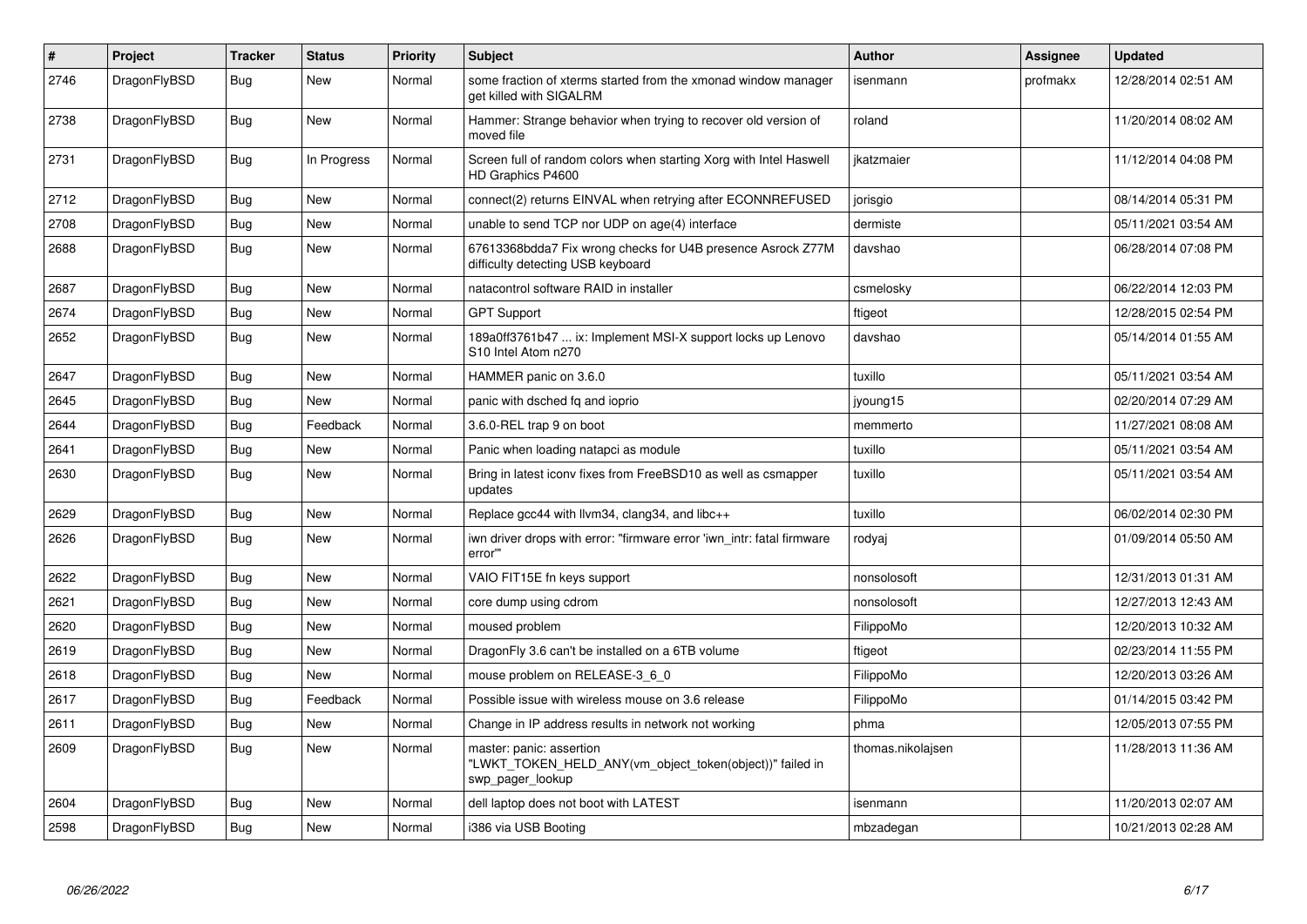| # | Project | Tracker | Status | Priority | Subject | Author | Assignee | Updated |
|---|---|---|---|---|---|---|---|---|
| 2746 | DragonFlyBSD | Bug | New | Normal | some fraction of xterms started from the xmonad window manager get killed with SIGALRM | isenmann | profmakx | 12/28/2014 02:51 AM |
| 2738 | DragonFlyBSD | Bug | New | Normal | Hammer: Strange behavior when trying to recover old version of moved file | roland | | 11/20/2014 08:02 AM |
| 2731 | DragonFlyBSD | Bug | In Progress | Normal | Screen full of random colors when starting Xorg with Intel Haswell HD Graphics P4600 | jkatzmaier | | 11/12/2014 04:08 PM |
| 2712 | DragonFlyBSD | Bug | New | Normal | connect(2) returns EINVAL when retrying after ECONNREFUSED | jorisgio | | 08/14/2014 05:31 PM |
| 2708 | DragonFlyBSD | Bug | New | Normal | unable to send TCP nor UDP on age(4) interface | dermiste | | 05/11/2021 03:54 AM |
| 2688 | DragonFlyBSD | Bug | New | Normal | 67613368bdda7 Fix wrong checks for U4B presence Asrock Z77M difficulty detecting USB keyboard | davshao | | 06/28/2014 07:08 PM |
| 2687 | DragonFlyBSD | Bug | New | Normal | natacontrol software RAID in installer | csmelosky | | 06/22/2014 12:03 PM |
| 2674 | DragonFlyBSD | Bug | New | Normal | GPT Support | ftigeot | | 12/28/2015 02:54 PM |
| 2652 | DragonFlyBSD | Bug | New | Normal | 189a0ff3761b47 ... ix: Implement MSI-X support locks up Lenovo S10 Intel Atom n270 | davshao | | 05/14/2014 01:55 AM |
| 2647 | DragonFlyBSD | Bug | New | Normal | HAMMER panic on 3.6.0 | tuxillo | | 05/11/2021 03:54 AM |
| 2645 | DragonFlyBSD | Bug | New | Normal | panic with dsched fq and ioprio | jyoung15 | | 02/20/2014 07:29 AM |
| 2644 | DragonFlyBSD | Bug | Feedback | Normal | 3.6.0-REL trap 9 on boot | memmerto | | 11/27/2021 08:08 AM |
| 2641 | DragonFlyBSD | Bug | New | Normal | Panic when loading natapci as module | tuxillo | | 05/11/2021 03:54 AM |
| 2630 | DragonFlyBSD | Bug | New | Normal | Bring in latest iconv fixes from FreeBSD10 as well as csmapper updates | tuxillo | | 05/11/2021 03:54 AM |
| 2629 | DragonFlyBSD | Bug | New | Normal | Replace gcc44 with llvm34, clang34, and libc++ | tuxillo | | 06/02/2014 02:30 PM |
| 2626 | DragonFlyBSD | Bug | New | Normal | iwn driver drops with error: "firmware error 'iwn_intr: fatal firmware error'" | rodyaj | | 01/09/2014 05:50 AM |
| 2622 | DragonFlyBSD | Bug | New | Normal | VAIO FIT15E fn keys support | nonsolosoft | | 12/31/2013 01:31 AM |
| 2621 | DragonFlyBSD | Bug | New | Normal | core dump using cdrom | nonsolosoft | | 12/27/2013 12:43 AM |
| 2620 | DragonFlyBSD | Bug | New | Normal | moused problem | FilippoMo | | 12/20/2013 10:32 AM |
| 2619 | DragonFlyBSD | Bug | New | Normal | DragonFly 3.6 can't be installed on a 6TB volume | ftigeot | | 02/23/2014 11:55 PM |
| 2618 | DragonFlyBSD | Bug | New | Normal | mouse problem on RELEASE-3_6_0 | FilippoMo | | 12/20/2013 03:26 AM |
| 2617 | DragonFlyBSD | Bug | Feedback | Normal | Possible issue with wireless mouse on 3.6 release | FilippoMo | | 01/14/2015 03:42 PM |
| 2611 | DragonFlyBSD | Bug | New | Normal | Change in IP address results in network not working | phma | | 12/05/2013 07:55 PM |
| 2609 | DragonFlyBSD | Bug | New | Normal | master: panic: assertion "LWKT_TOKEN_HELD_ANY(vm_object_token(object))" failed in swp_pager_lookup | thomas.nikolajsen | | 11/28/2013 11:36 AM |
| 2604 | DragonFlyBSD | Bug | New | Normal | dell laptop does not boot with LATEST | isenmann | | 11/20/2013 02:07 AM |
| 2598 | DragonFlyBSD | Bug | New | Normal | i386 via USB Booting | mbzadegan | | 10/21/2013 02:28 AM |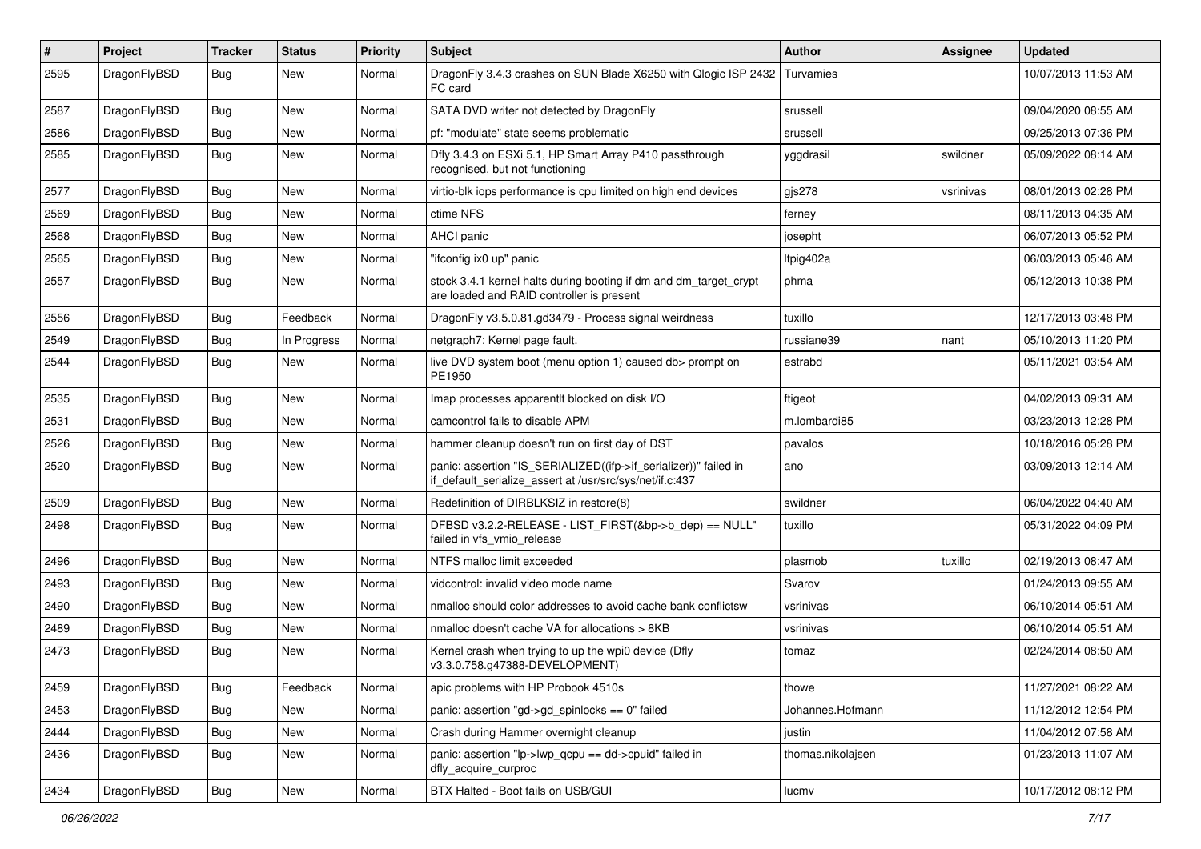| # | Project | Tracker | Status | Priority | Subject | Author | Assignee | Updated |
|---|---|---|---|---|---|---|---|---|
| 2595 | DragonFlyBSD | Bug | New | Normal | DragonFly 3.4.3 crashes on SUN Blade X6250 with Qlogic ISP 2432 FC card | Turvamies | | 10/07/2013 11:53 AM |
| 2587 | DragonFlyBSD | Bug | New | Normal | SATA DVD writer not detected by DragonFly | srussell | | 09/04/2020 08:55 AM |
| 2586 | DragonFlyBSD | Bug | New | Normal | pf: "modulate" state seems problematic | srussell | | 09/25/2013 07:36 PM |
| 2585 | DragonFlyBSD | Bug | New | Normal | Dfly 3.4.3 on ESXi 5.1, HP Smart Array P410 passthrough recognised, but not functioning | yggdrasil | swildner | 05/09/2022 08:14 AM |
| 2577 | DragonFlyBSD | Bug | New | Normal | virtio-blk iops performance is cpu limited on high end devices | gjs278 | vsrinivas | 08/01/2013 02:28 PM |
| 2569 | DragonFlyBSD | Bug | New | Normal | ctime NFS | ferney | | 08/11/2013 04:35 AM |
| 2568 | DragonFlyBSD | Bug | New | Normal | AHCI panic | josepht | | 06/07/2013 05:52 PM |
| 2565 | DragonFlyBSD | Bug | New | Normal | "ifconfig ix0 up" panic | ltpig402a | | 06/03/2013 05:46 AM |
| 2557 | DragonFlyBSD | Bug | New | Normal | stock 3.4.1 kernel halts during booting if dm and dm_target_crypt are loaded and RAID controller is present | phma | | 05/12/2013 10:38 PM |
| 2556 | DragonFlyBSD | Bug | Feedback | Normal | DragonFly v3.5.0.81.gd3479 - Process signal weirdness | tuxillo | | 12/17/2013 03:48 PM |
| 2549 | DragonFlyBSD | Bug | In Progress | Normal | netgraph7: Kernel page fault. | russiane39 | nant | 05/10/2013 11:20 PM |
| 2544 | DragonFlyBSD | Bug | New | Normal | live DVD system boot (menu option 1) caused db> prompt on PE1950 | estrabd | | 05/11/2021 03:54 AM |
| 2535 | DragonFlyBSD | Bug | New | Normal | Imap processes apparentlt blocked on disk I/O | ftigeot | | 04/02/2013 09:31 AM |
| 2531 | DragonFlyBSD | Bug | New | Normal | camcontrol fails to disable APM | m.lombardi85 | | 03/23/2013 12:28 PM |
| 2526 | DragonFlyBSD | Bug | New | Normal | hammer cleanup doesn't run on first day of DST | pavalos | | 10/18/2016 05:28 PM |
| 2520 | DragonFlyBSD | Bug | New | Normal | panic: assertion "IS_SERIALIZED((ifp->if_serializer))" failed in if_default_serialize_assert at /usr/src/sys/net/if.c:437 | ano | | 03/09/2013 12:14 AM |
| 2509 | DragonFlyBSD | Bug | New | Normal | Redefinition of DIRBLKSIZ in restore(8) | swildner | | 06/04/2022 04:40 AM |
| 2498 | DragonFlyBSD | Bug | New | Normal | DFBSD v3.2.2-RELEASE - LIST_FIRST(&bp->b_dep) == NULL" failed in vfs_vmio_release | tuxillo | | 05/31/2022 04:09 PM |
| 2496 | DragonFlyBSD | Bug | New | Normal | NTFS malloc limit exceeded | plasmob | tuxillo | 02/19/2013 08:47 AM |
| 2493 | DragonFlyBSD | Bug | New | Normal | vidcontrol: invalid video mode name | Svarov | | 01/24/2013 09:55 AM |
| 2490 | DragonFlyBSD | Bug | New | Normal | nmalloc should color addresses to avoid cache bank conflictsw | vsrinivas | | 06/10/2014 05:51 AM |
| 2489 | DragonFlyBSD | Bug | New | Normal | nmalloc doesn't cache VA for allocations > 8KB | vsrinivas | | 06/10/2014 05:51 AM |
| 2473 | DragonFlyBSD | Bug | New | Normal | Kernel crash when trying to up the wpi0 device (Dfly v3.3.0.758.g47388-DEVELOPMENT) | tomaz | | 02/24/2014 08:50 AM |
| 2459 | DragonFlyBSD | Bug | Feedback | Normal | apic problems with HP Probook 4510s | thowe | | 11/27/2021 08:22 AM |
| 2453 | DragonFlyBSD | Bug | New | Normal | panic: assertion "gd->gd_spinlocks == 0" failed | Johannes.Hofmann | | 11/12/2012 12:54 PM |
| 2444 | DragonFlyBSD | Bug | New | Normal | Crash during Hammer overnight cleanup | justin | | 11/04/2012 07:58 AM |
| 2436 | DragonFlyBSD | Bug | New | Normal | panic: assertion "lp->lwp_qcpu == dd->cpuid" failed in dfly_acquire_curproc | thomas.nikolajsen | | 01/23/2013 11:07 AM |
| 2434 | DragonFlyBSD | Bug | New | Normal | BTX Halted - Boot fails on USB/GUI | lucmv | | 10/17/2012 08:12 PM |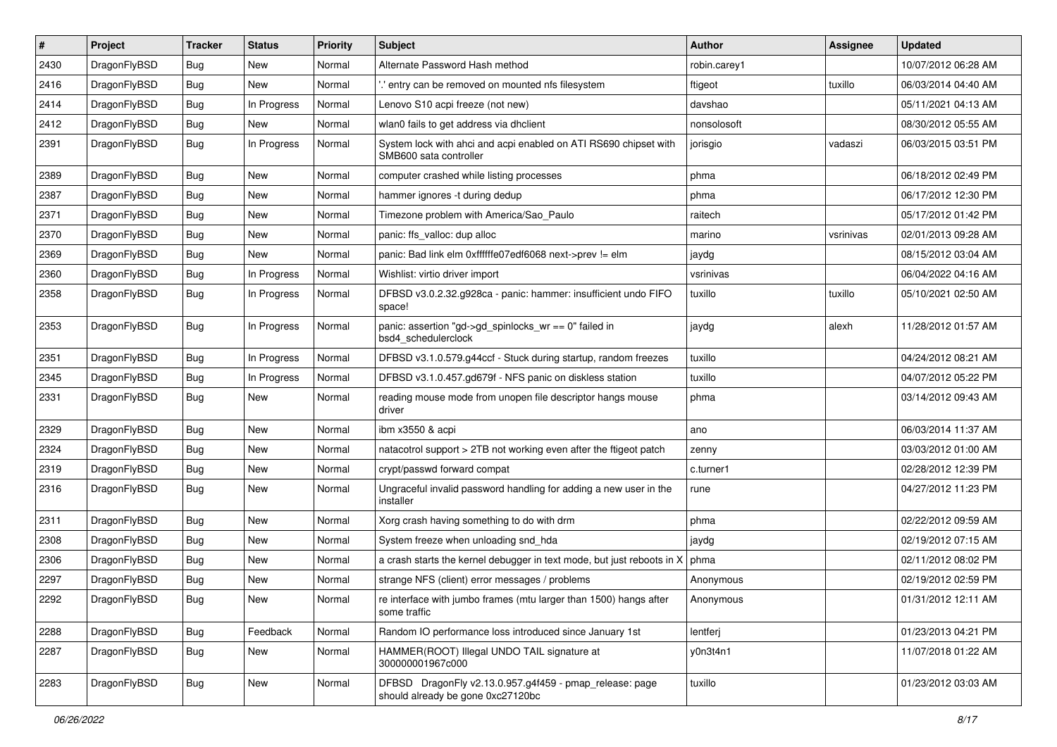| # | Project | Tracker | Status | Priority | Subject | Author | Assignee | Updated |
|---|---|---|---|---|---|---|---|---|
| 2430 | DragonFlyBSD | Bug | New | Normal | Alternate Password Hash method | robin.carey1 | | 10/07/2012 06:28 AM |
| 2416 | DragonFlyBSD | Bug | New | Normal | '.' entry can be removed on mounted nfs filesystem | ftigeot | tuxillo | 06/03/2014 04:40 AM |
| 2414 | DragonFlyBSD | Bug | In Progress | Normal | Lenovo S10 acpi freeze (not new) | davshao | | 05/11/2021 04:13 AM |
| 2412 | DragonFlyBSD | Bug | New | Normal | wlan0 fails to get address via dhclient | nonsolosoft | | 08/30/2012 05:55 AM |
| 2391 | DragonFlyBSD | Bug | In Progress | Normal | System lock with ahci and acpi enabled on ATI RS690 chipset with SMB600 sata controller | jorisgio | vadaszi | 06/03/2015 03:51 PM |
| 2389 | DragonFlyBSD | Bug | New | Normal | computer crashed while listing processes | phma | | 06/18/2012 02:49 PM |
| 2387 | DragonFlyBSD | Bug | New | Normal | hammer ignores -t during dedup | phma | | 06/17/2012 12:30 PM |
| 2371 | DragonFlyBSD | Bug | New | Normal | Timezone problem with America/Sao_Paulo | raitech | | 05/17/2012 01:42 PM |
| 2370 | DragonFlyBSD | Bug | New | Normal | panic: ffs_valloc: dup alloc | marino | vsrinivas | 02/01/2013 09:28 AM |
| 2369 | DragonFlyBSD | Bug | New | Normal | panic: Bad link elm 0xffffffe07edf6068 next->prev != elm | jaydg | | 08/15/2012 03:04 AM |
| 2360 | DragonFlyBSD | Bug | In Progress | Normal | Wishlist: virtio driver import | vsrinivas | | 06/04/2022 04:16 AM |
| 2358 | DragonFlyBSD | Bug | In Progress | Normal | DFBSD v3.0.2.32.g928ca - panic: hammer: insufficient undo FIFO space! | tuxillo | tuxillo | 05/10/2021 02:50 AM |
| 2353 | DragonFlyBSD | Bug | In Progress | Normal | panic: assertion "gd->gd_spinlocks_wr == 0" failed in bsd4_schedulerclock | jaydg | alexh | 11/28/2012 01:57 AM |
| 2351 | DragonFlyBSD | Bug | In Progress | Normal | DFBSD v3.1.0.579.g44ccf - Stuck during startup, random freezes | tuxillo | | 04/24/2012 08:21 AM |
| 2345 | DragonFlyBSD | Bug | In Progress | Normal | DFBSD v3.1.0.457.gd679f - NFS panic on diskless station | tuxillo | | 04/07/2012 05:22 PM |
| 2331 | DragonFlyBSD | Bug | New | Normal | reading mouse mode from unopen file descriptor hangs mouse driver | phma | | 03/14/2012 09:43 AM |
| 2329 | DragonFlyBSD | Bug | New | Normal | ibm x3550 & acpi | ano | | 06/03/2014 11:37 AM |
| 2324 | DragonFlyBSD | Bug | New | Normal | natacotrol support > 2TB not working even after the ftigeot patch | zenny | | 03/03/2012 01:00 AM |
| 2319 | DragonFlyBSD | Bug | New | Normal | crypt/passwd forward compat | c.turner1 | | 02/28/2012 12:39 PM |
| 2316 | DragonFlyBSD | Bug | New | Normal | Ungraceful invalid password handling for adding a new user in the installer | rune | | 04/27/2012 11:23 PM |
| 2311 | DragonFlyBSD | Bug | New | Normal | Xorg crash having something to do with drm | phma | | 02/22/2012 09:59 AM |
| 2308 | DragonFlyBSD | Bug | New | Normal | System freeze when unloading snd_hda | jaydg | | 02/19/2012 07:15 AM |
| 2306 | DragonFlyBSD | Bug | New | Normal | a crash starts the kernel debugger in text mode, but just reboots in X | phma | | 02/11/2012 08:02 PM |
| 2297 | DragonFlyBSD | Bug | New | Normal | strange NFS (client) error messages / problems | Anonymous | | 02/19/2012 02:59 PM |
| 2292 | DragonFlyBSD | Bug | New | Normal | re interface with jumbo frames (mtu larger than 1500) hangs after some traffic | Anonymous | | 01/31/2012 12:11 AM |
| 2288 | DragonFlyBSD | Bug | Feedback | Normal | Random IO performance loss introduced since January 1st | lentferj | | 01/23/2013 04:21 PM |
| 2287 | DragonFlyBSD | Bug | New | Normal | HAMMER(ROOT) Illegal UNDO TAIL signature at 300000001967c000 | y0n3t4n1 | | 11/07/2018 01:22 AM |
| 2283 | DragonFlyBSD | Bug | New | Normal | DFBSD DragonFly v2.13.0.957.g4f459 - pmap_release: page should already be gone 0xc27120bc | tuxillo | | 01/23/2012 03:03 AM |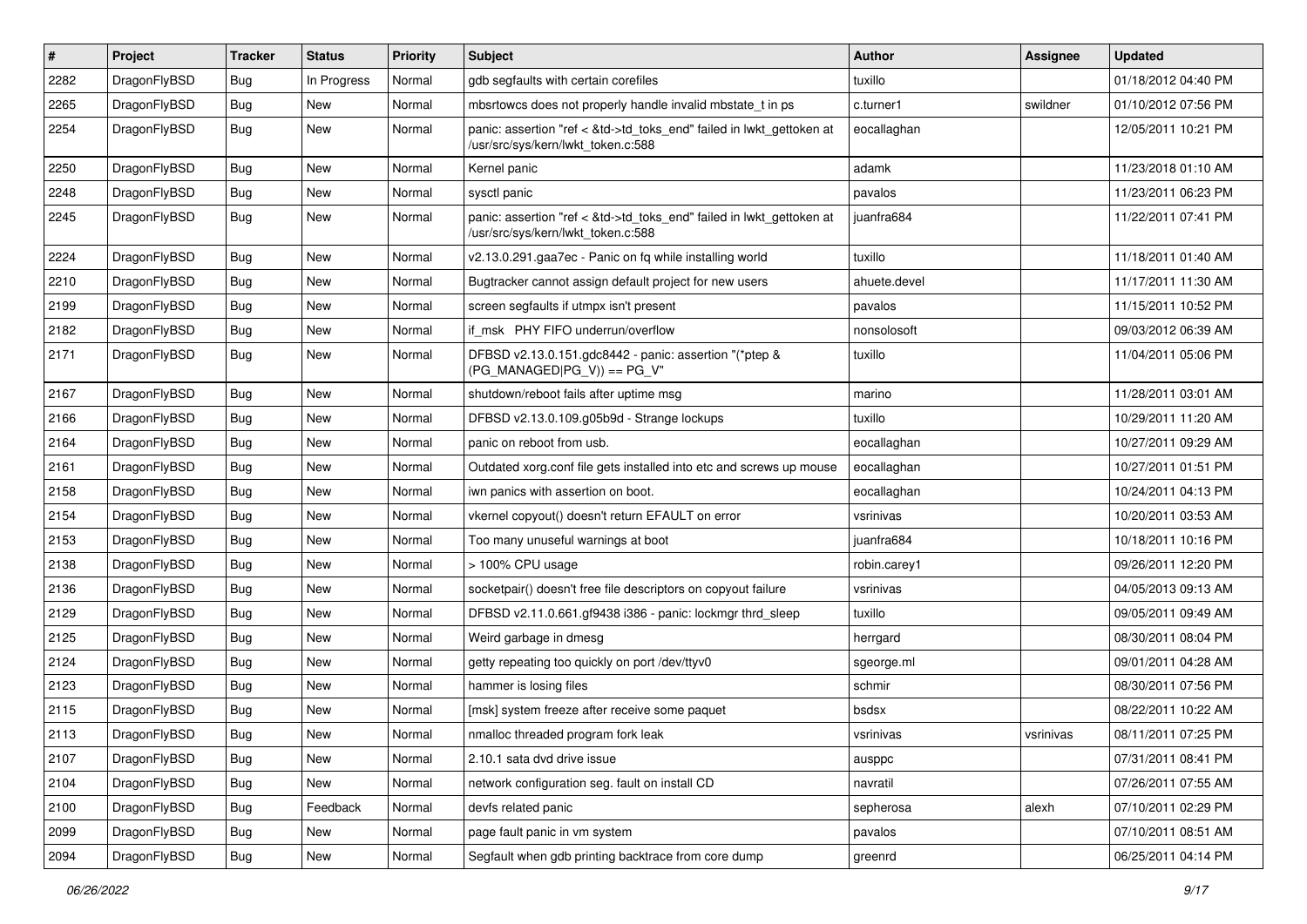| # | Project | Tracker | Status | Priority | Subject | Author | Assignee | Updated |
|---|---|---|---|---|---|---|---|---|
| 2282 | DragonFlyBSD | Bug | In Progress | Normal | gdb segfaults with certain corefiles | tuxillo | | 01/18/2012 04:40 PM |
| 2265 | DragonFlyBSD | Bug | New | Normal | mbsrtowcs does not properly handle invalid mbstate_t in ps | c.turner1 | swildner | 01/10/2012 07:56 PM |
| 2254 | DragonFlyBSD | Bug | New | Normal | panic: assertion "ref < &td->td_toks_end" failed in lwkt_gettoken at /usr/src/sys/kern/lwkt_token.c:588 | eocallaghan | | 12/05/2011 10:21 PM |
| 2250 | DragonFlyBSD | Bug | New | Normal | Kernel panic | adamk | | 11/23/2018 01:10 AM |
| 2248 | DragonFlyBSD | Bug | New | Normal | sysctl panic | pavalos | | 11/23/2011 06:23 PM |
| 2245 | DragonFlyBSD | Bug | New | Normal | panic: assertion "ref < &td->td_toks_end" failed in lwkt_gettoken at /usr/src/sys/kern/lwkt_token.c:588 | juanfra684 | | 11/22/2011 07:41 PM |
| 2224 | DragonFlyBSD | Bug | New | Normal | v2.13.0.291.gaa7ec - Panic on fq while installing world | tuxillo | | 11/18/2011 01:40 AM |
| 2210 | DragonFlyBSD | Bug | New | Normal | Bugtracker cannot assign default project for new users | ahuete.devel | | 11/17/2011 11:30 AM |
| 2199 | DragonFlyBSD | Bug | New | Normal | screen segfaults if utmpx isn't present | pavalos | | 11/15/2011 10:52 PM |
| 2182 | DragonFlyBSD | Bug | New | Normal | if_msk PHY FIFO underrun/overflow | nonsolosoft | | 09/03/2012 06:39 AM |
| 2171 | DragonFlyBSD | Bug | New | Normal | DFBSD v2.13.0.151.gdc8442 - panic: assertion "(*ptep & (PG_MANAGED\|PG_V)) == PG_V" | tuxillo | | 11/04/2011 05:06 PM |
| 2167 | DragonFlyBSD | Bug | New | Normal | shutdown/reboot fails after uptime msg | marino | | 11/28/2011 03:01 AM |
| 2166 | DragonFlyBSD | Bug | New | Normal | DFBSD v2.13.0.109.g05b9d - Strange lockups | tuxillo | | 10/29/2011 11:20 AM |
| 2164 | DragonFlyBSD | Bug | New | Normal | panic on reboot from usb. | eocallaghan | | 10/27/2011 09:29 AM |
| 2161 | DragonFlyBSD | Bug | New | Normal | Outdated xorg.conf file gets installed into etc and screws up mouse | eocallaghan | | 10/27/2011 01:51 PM |
| 2158 | DragonFlyBSD | Bug | New | Normal | iwn panics with assertion on boot. | eocallaghan | | 10/24/2011 04:13 PM |
| 2154 | DragonFlyBSD | Bug | New | Normal | vkernel copyout() doesn't return EFAULT on error | vsrinivas | | 10/20/2011 03:53 AM |
| 2153 | DragonFlyBSD | Bug | New | Normal | Too many unuseful warnings at boot | juanfra684 | | 10/18/2011 10:16 PM |
| 2138 | DragonFlyBSD | Bug | New | Normal | > 100% CPU usage | robin.carey1 | | 09/26/2011 12:20 PM |
| 2136 | DragonFlyBSD | Bug | New | Normal | socketpair() doesn't free file descriptors on copyout failure | vsrinivas | | 04/05/2013 09:13 AM |
| 2129 | DragonFlyBSD | Bug | New | Normal | DFBSD v2.11.0.661.gf9438 i386 - panic: lockmgr thrd_sleep | tuxillo | | 09/05/2011 09:49 AM |
| 2125 | DragonFlyBSD | Bug | New | Normal | Weird garbage in dmesg | herrgard | | 08/30/2011 08:04 PM |
| 2124 | DragonFlyBSD | Bug | New | Normal | getty repeating too quickly on port /dev/ttyv0 | sgeorge.ml | | 09/01/2011 04:28 AM |
| 2123 | DragonFlyBSD | Bug | New | Normal | hammer is losing files | schmir | | 08/30/2011 07:56 PM |
| 2115 | DragonFlyBSD | Bug | New | Normal | [msk] system freeze after receive some paquet | bsdsx | | 08/22/2011 10:22 AM |
| 2113 | DragonFlyBSD | Bug | New | Normal | nmalloc threaded program fork leak | vsrinivas | vsrinivas | 08/11/2011 07:25 PM |
| 2107 | DragonFlyBSD | Bug | New | Normal | 2.10.1 sata dvd drive issue | ausppc | | 07/31/2011 08:41 PM |
| 2104 | DragonFlyBSD | Bug | New | Normal | network configuration seg. fault on install CD | navratil | | 07/26/2011 07:55 AM |
| 2100 | DragonFlyBSD | Bug | Feedback | Normal | devfs related panic | sepherosa | alexh | 07/10/2011 02:29 PM |
| 2099 | DragonFlyBSD | Bug | New | Normal | page fault panic in vm system | pavalos | | 07/10/2011 08:51 AM |
| 2094 | DragonFlyBSD | Bug | New | Normal | Segfault when gdb printing backtrace from core dump | greenrd | | 06/25/2011 04:14 PM |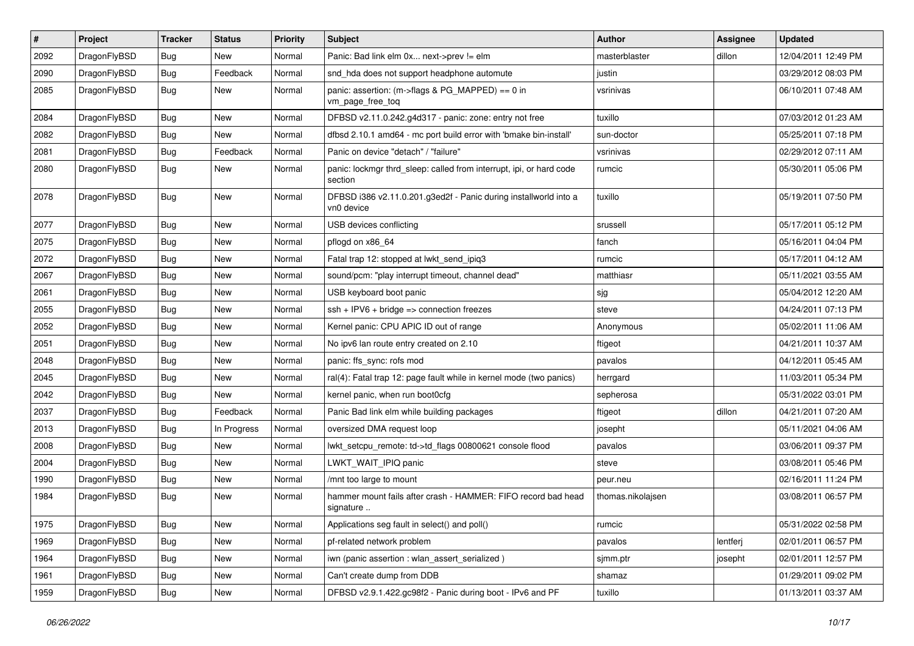| # | Project | Tracker | Status | Priority | Subject | Author | Assignee | Updated |
|---|---|---|---|---|---|---|---|---|
| 2092 | DragonFlyBSD | Bug | New | Normal | Panic: Bad link elm 0x... next->prev != elm | masterblaster | dillon | 12/04/2011 12:49 PM |
| 2090 | DragonFlyBSD | Bug | Feedback | Normal | snd_hda does not support headphone automute | justin | | 03/29/2012 08:03 PM |
| 2085 | DragonFlyBSD | Bug | New | Normal | panic: assertion: (m->flags & PG_MAPPED) == 0 in vm_page_free_toq | vsrinivas | | 06/10/2011 07:48 AM |
| 2084 | DragonFlyBSD | Bug | New | Normal | DFBSD v2.11.0.242.g4d317 - panic: zone: entry not free | tuxillo | | 07/03/2012 01:23 AM |
| 2082 | DragonFlyBSD | Bug | New | Normal | dfbsd 2.10.1 amd64 - mc port build error with 'bmake bin-install' | sun-doctor | | 05/25/2011 07:18 PM |
| 2081 | DragonFlyBSD | Bug | Feedback | Normal | Panic on device "detach" / "failure" | vsrinivas | | 02/29/2012 07:11 AM |
| 2080 | DragonFlyBSD | Bug | New | Normal | panic: lockmgr thrd_sleep: called from interrupt, ipi, or hard code section | rumcic | | 05/30/2011 05:06 PM |
| 2078 | DragonFlyBSD | Bug | New | Normal | DFBSD i386 v2.11.0.201.g3ed2f - Panic during installworld into a vn0 device | tuxillo | | 05/19/2011 07:50 PM |
| 2077 | DragonFlyBSD | Bug | New | Normal | USB devices conflicting | srussell | | 05/17/2011 05:12 PM |
| 2075 | DragonFlyBSD | Bug | New | Normal | pflogd on x86_64 | fanch | | 05/16/2011 04:04 PM |
| 2072 | DragonFlyBSD | Bug | New | Normal | Fatal trap 12: stopped at lwkt_send_ipiq3 | rumcic | | 05/17/2011 04:12 AM |
| 2067 | DragonFlyBSD | Bug | New | Normal | sound/pcm: "play interrupt timeout, channel dead" | matthiasr | | 05/11/2021 03:55 AM |
| 2061 | DragonFlyBSD | Bug | New | Normal | USB keyboard boot panic | sjg | | 05/04/2012 12:20 AM |
| 2055 | DragonFlyBSD | Bug | New | Normal | ssh + IPV6 + bridge => connection freezes | steve | | 04/24/2011 07:13 PM |
| 2052 | DragonFlyBSD | Bug | New | Normal | Kernel panic: CPU APIC ID out of range | Anonymous | | 05/02/2011 11:06 AM |
| 2051 | DragonFlyBSD | Bug | New | Normal | No ipv6 lan route entry created on 2.10 | ftigeot | | 04/21/2011 10:37 AM |
| 2048 | DragonFlyBSD | Bug | New | Normal | panic: ffs_sync: rofs mod | pavalos | | 04/12/2011 05:45 AM |
| 2045 | DragonFlyBSD | Bug | New | Normal | ral(4): Fatal trap 12: page fault while in kernel mode (two panics) | herrgard | | 11/03/2011 05:34 PM |
| 2042 | DragonFlyBSD | Bug | New | Normal | kernel panic, when run boot0cfg | sepherosa | | 05/31/2022 03:01 PM |
| 2037 | DragonFlyBSD | Bug | Feedback | Normal | Panic Bad link elm while building packages | ftigeot | dillon | 04/21/2011 07:20 AM |
| 2013 | DragonFlyBSD | Bug | In Progress | Normal | oversized DMA request loop | josepht | | 05/11/2021 04:06 AM |
| 2008 | DragonFlyBSD | Bug | New | Normal | lwkt_setcpu_remote: td->td_flags 00800621 console flood | pavalos | | 03/06/2011 09:37 PM |
| 2004 | DragonFlyBSD | Bug | New | Normal | LWKT_WAIT_IPIQ panic | steve | | 03/08/2011 05:46 PM |
| 1990 | DragonFlyBSD | Bug | New | Normal | /mnt too large to mount | peur.neu | | 02/16/2011 11:24 PM |
| 1984 | DragonFlyBSD | Bug | New | Normal | hammer mount fails after crash - HAMMER: FIFO record bad head signature .. | thomas.nikolajsen | | 03/08/2011 06:57 PM |
| 1975 | DragonFlyBSD | Bug | New | Normal | Applications seg fault in select() and poll() | rumcic | | 05/31/2022 02:58 PM |
| 1969 | DragonFlyBSD | Bug | New | Normal | pf-related network problem | pavalos | lentferj | 02/01/2011 06:57 PM |
| 1964 | DragonFlyBSD | Bug | New | Normal | iwn (panic assertion : wlan_assert_serialized ) | sjmm.ptr | josepht | 02/01/2011 12:57 PM |
| 1961 | DragonFlyBSD | Bug | New | Normal | Can't create dump from DDB | shamaz | | 01/29/2011 09:02 PM |
| 1959 | DragonFlyBSD | Bug | New | Normal | DFBSD v2.9.1.422.gc98f2 - Panic during boot - IPv6 and PF | tuxillo | | 01/13/2011 03:37 AM |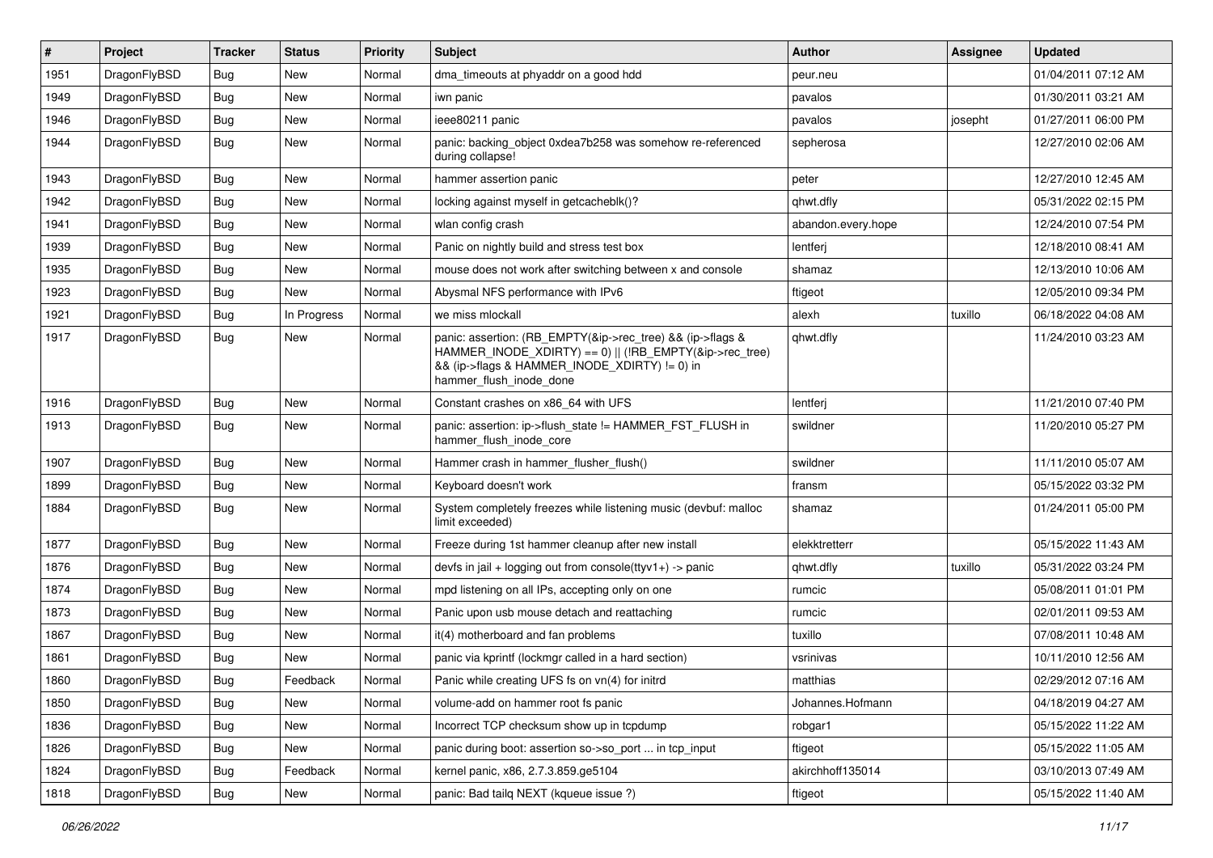| # | Project | Tracker | Status | Priority | Subject | Author | Assignee | Updated |
|---|---|---|---|---|---|---|---|---|
| 1951 | DragonFlyBSD | Bug | New | Normal | dma_timeouts at phyaddr on a good hdd | peur.neu | | 01/04/2011 07:12 AM |
| 1949 | DragonFlyBSD | Bug | New | Normal | iwn panic | pavalos | | 01/30/2011 03:21 AM |
| 1946 | DragonFlyBSD | Bug | New | Normal | ieee80211 panic | pavalos | josepht | 01/27/2011 06:00 PM |
| 1944 | DragonFlyBSD | Bug | New | Normal | panic: backing_object 0xdea7b258 was somehow re-referenced during collapse! | sepherosa | | 12/27/2010 02:06 AM |
| 1943 | DragonFlyBSD | Bug | New | Normal | hammer assertion panic | peter | | 12/27/2010 12:45 AM |
| 1942 | DragonFlyBSD | Bug | New | Normal | locking against myself in getcacheblk()? | qhwt.dfly | | 05/31/2022 02:15 PM |
| 1941 | DragonFlyBSD | Bug | New | Normal | wlan config crash | abandon.every.hope | | 12/24/2010 07:54 PM |
| 1939 | DragonFlyBSD | Bug | New | Normal | Panic on nightly build and stress test box | lentferj | | 12/18/2010 08:41 AM |
| 1935 | DragonFlyBSD | Bug | New | Normal | mouse does not work after switching between x and console | shamaz | | 12/13/2010 10:06 AM |
| 1923 | DragonFlyBSD | Bug | New | Normal | Abysmal NFS performance with IPv6 | ftigeot | | 12/05/2010 09:34 PM |
| 1921 | DragonFlyBSD | Bug | In Progress | Normal | we miss mlockall | alexh | tuxillo | 06/18/2022 04:08 AM |
| 1917 | DragonFlyBSD | Bug | New | Normal | panic: assertion: (RB_EMPTY(&ip->rec_tree) && (ip->flags & HAMMER_INODE_XDIRTY) == 0) \|\| (!RB_EMPTY(&ip->rec_tree) && (ip->flags & HAMMER_INODE_XDIRTY) != 0) in hammer_flush_inode_done | qhwt.dfly | | 11/24/2010 03:23 AM |
| 1916 | DragonFlyBSD | Bug | New | Normal | Constant crashes on x86_64 with UFS | lentferj | | 11/21/2010 07:40 PM |
| 1913 | DragonFlyBSD | Bug | New | Normal | panic: assertion: ip->flush_state != HAMMER_FST_FLUSH in hammer_flush_inode_core | swildner | | 11/20/2010 05:27 PM |
| 1907 | DragonFlyBSD | Bug | New | Normal | Hammer crash in hammer_flusher_flush() | swildner | | 11/11/2010 05:07 AM |
| 1899 | DragonFlyBSD | Bug | New | Normal | Keyboard doesn't work | fransm | | 05/15/2022 03:32 PM |
| 1884 | DragonFlyBSD | Bug | New | Normal | System completely freezes while listening music (devbuf: malloc limit exceeded) | shamaz | | 01/24/2011 05:00 PM |
| 1877 | DragonFlyBSD | Bug | New | Normal | Freeze during 1st hammer cleanup after new install | elekktretterr | | 05/15/2022 11:43 AM |
| 1876 | DragonFlyBSD | Bug | New | Normal | devfs in jail + logging out from console(ttyv1+) -> panic | qhwt.dfly | tuxillo | 05/31/2022 03:24 PM |
| 1874 | DragonFlyBSD | Bug | New | Normal | mpd listening on all IPs, accepting only on one | rumcic | | 05/08/2011 01:01 PM |
| 1873 | DragonFlyBSD | Bug | New | Normal | Panic upon usb mouse detach and reattaching | rumcic | | 02/01/2011 09:53 AM |
| 1867 | DragonFlyBSD | Bug | New | Normal | it(4) motherboard and fan problems | tuxillo | | 07/08/2011 10:48 AM |
| 1861 | DragonFlyBSD | Bug | New | Normal | panic via kprintf (lockmgr called in a hard section) | vsrinivas | | 10/11/2010 12:56 AM |
| 1860 | DragonFlyBSD | Bug | Feedback | Normal | Panic while creating UFS fs on vn(4) for initrd | matthias | | 02/29/2012 07:16 AM |
| 1850 | DragonFlyBSD | Bug | New | Normal | volume-add on hammer root fs panic | Johannes.Hofmann | | 04/18/2019 04:27 AM |
| 1836 | DragonFlyBSD | Bug | New | Normal | Incorrect TCP checksum show up in tcpdump | robgar1 | | 05/15/2022 11:22 AM |
| 1826 | DragonFlyBSD | Bug | New | Normal | panic during boot: assertion so->so_port ... in tcp_input | ftigeot | | 05/15/2022 11:05 AM |
| 1824 | DragonFlyBSD | Bug | Feedback | Normal | kernel panic, x86, 2.7.3.859.ge5104 | akirchhoff135014 | | 03/10/2013 07:49 AM |
| 1818 | DragonFlyBSD | Bug | New | Normal | panic: Bad tailq NEXT (kqueue issue ?) | ftigeot | | 05/15/2022 11:40 AM |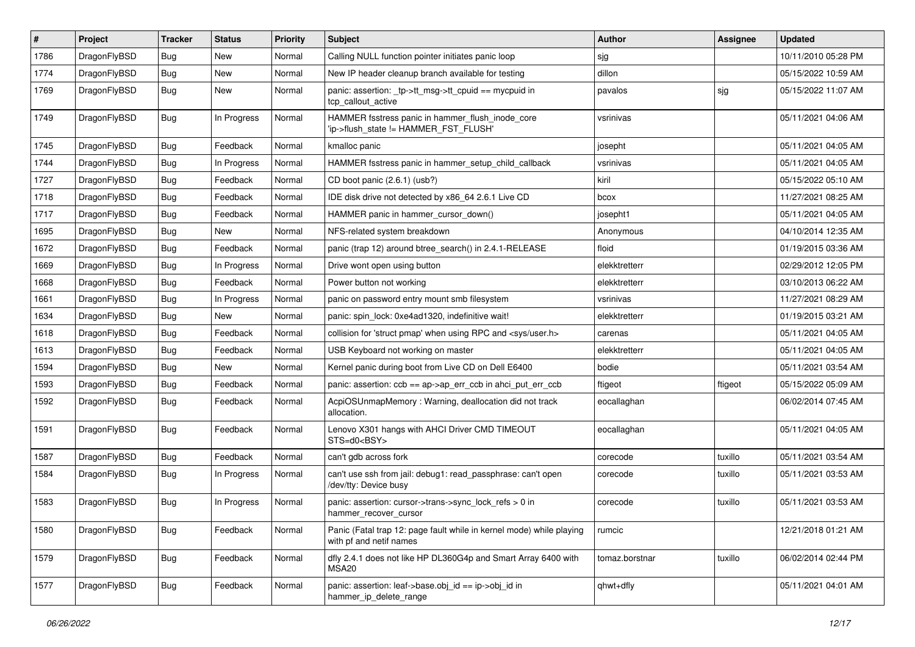| # | Project | Tracker | Status | Priority | Subject | Author | Assignee | Updated |
|---|---|---|---|---|---|---|---|---|
| 1786 | DragonFlyBSD | Bug | New | Normal | Calling NULL function pointer initiates panic loop | sjg | | 10/11/2010 05:28 PM |
| 1774 | DragonFlyBSD | Bug | New | Normal | New IP header cleanup branch available for testing | dillon | | 05/15/2022 10:59 AM |
| 1769 | DragonFlyBSD | Bug | New | Normal | panic: assertion: _tp->tt_msg->tt_cpuid == mycpuid in tcp_callout_active | pavalos | sjg | 05/15/2022 11:07 AM |
| 1749 | DragonFlyBSD | Bug | In Progress | Normal | HAMMER fsstress panic in hammer_flush_inode_core 'ip->flush_state != HAMMER_FST_FLUSH' | vsrinivas | | 05/11/2021 04:06 AM |
| 1745 | DragonFlyBSD | Bug | Feedback | Normal | kmalloc panic | josepht | | 05/11/2021 04:05 AM |
| 1744 | DragonFlyBSD | Bug | In Progress | Normal | HAMMER fsstress panic in hammer_setup_child_callback | vsrinivas | | 05/11/2021 04:05 AM |
| 1727 | DragonFlyBSD | Bug | Feedback | Normal | CD boot panic (2.6.1) (usb?) | kiril | | 05/15/2022 05:10 AM |
| 1718 | DragonFlyBSD | Bug | Feedback | Normal | IDE disk drive not detected by x86_64 2.6.1 Live CD | bcox | | 11/27/2021 08:25 AM |
| 1717 | DragonFlyBSD | Bug | Feedback | Normal | HAMMER panic in hammer_cursor_down() | josepht1 | | 05/11/2021 04:05 AM |
| 1695 | DragonFlyBSD | Bug | New | Normal | NFS-related system breakdown | Anonymous | | 04/10/2014 12:35 AM |
| 1672 | DragonFlyBSD | Bug | Feedback | Normal | panic (trap 12) around btree_search() in 2.4.1-RELEASE | floid | | 01/19/2015 03:36 AM |
| 1669 | DragonFlyBSD | Bug | In Progress | Normal | Drive wont open using button | elekktretterr | | 02/29/2012 12:05 PM |
| 1668 | DragonFlyBSD | Bug | Feedback | Normal | Power button not working | elekktretterr | | 03/10/2013 06:22 AM |
| 1661 | DragonFlyBSD | Bug | In Progress | Normal | panic on password entry mount smb filesystem | vsrinivas | | 11/27/2021 08:29 AM |
| 1634 | DragonFlyBSD | Bug | New | Normal | panic: spin_lock: 0xe4ad1320, indefinitive wait! | elekktretterr | | 01/19/2015 03:21 AM |
| 1618 | DragonFlyBSD | Bug | Feedback | Normal | collision for 'struct pmap' when using RPC and <sys/user.h> | carenas | | 05/11/2021 04:05 AM |
| 1613 | DragonFlyBSD | Bug | Feedback | Normal | USB Keyboard not working on master | elekktretterr | | 05/11/2021 04:05 AM |
| 1594 | DragonFlyBSD | Bug | New | Normal | Kernel panic during boot from Live CD on Dell E6400 | bodie | | 05/11/2021 03:54 AM |
| 1593 | DragonFlyBSD | Bug | Feedback | Normal | panic: assertion: ccb == ap->ap_err_ccb in ahci_put_err_ccb | ftigeot | ftigeot | 05/15/2022 05:09 AM |
| 1592 | DragonFlyBSD | Bug | Feedback | Normal | AcpiOSUnmapMemory : Warning, deallocation did not track allocation. | eocallaghan | | 06/02/2014 07:45 AM |
| 1591 | DragonFlyBSD | Bug | Feedback | Normal | Lenovo X301 hangs with AHCI Driver CMD TIMEOUT STS=d0<BSY> | eocallaghan | | 05/11/2021 04:05 AM |
| 1587 | DragonFlyBSD | Bug | Feedback | Normal | can't gdb across fork | corecode | tuxillo | 05/11/2021 03:54 AM |
| 1584 | DragonFlyBSD | Bug | In Progress | Normal | can't use ssh from jail: debug1: read_passphrase: can't open /dev/tty: Device busy | corecode | tuxillo | 05/11/2021 03:53 AM |
| 1583 | DragonFlyBSD | Bug | In Progress | Normal | panic: assertion: cursor->trans->sync_lock_refs > 0 in hammer_recover_cursor | corecode | tuxillo | 05/11/2021 03:53 AM |
| 1580 | DragonFlyBSD | Bug | Feedback | Normal | Panic (Fatal trap 12: page fault while in kernel mode) while playing with pf and netif names | rumcic | | 12/21/2018 01:21 AM |
| 1579 | DragonFlyBSD | Bug | Feedback | Normal | dfly 2.4.1 does not like HP DL360G4p and Smart Array 6400 with MSA20 | tomaz.borstnar | tuxillo | 06/02/2014 02:44 PM |
| 1577 | DragonFlyBSD | Bug | Feedback | Normal | panic: assertion: leaf->base.obj_id == ip->obj_id in hammer_ip_delete_range | qhwt+dfly | | 05/11/2021 04:01 AM |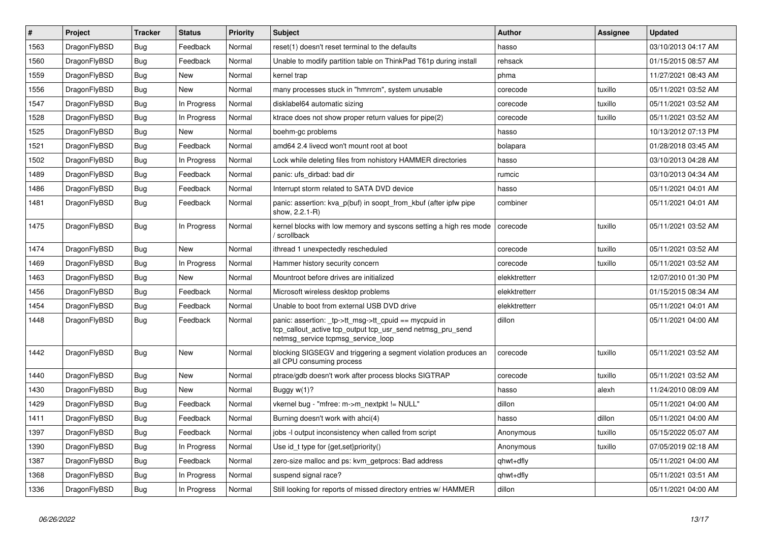| # | Project | Tracker | Status | Priority | Subject | Author | Assignee | Updated |
|---|---|---|---|---|---|---|---|---|
| 1563 | DragonFlyBSD | Bug | Feedback | Normal | reset(1) doesn't reset terminal to the defaults | hasso | | 03/10/2013 04:17 AM |
| 1560 | DragonFlyBSD | Bug | Feedback | Normal | Unable to modify partition table on ThinkPad T61p during install | rehsack | | 01/15/2015 08:57 AM |
| 1559 | DragonFlyBSD | Bug | New | Normal | kernel trap | phma | | 11/27/2021 08:43 AM |
| 1556 | DragonFlyBSD | Bug | New | Normal | many processes stuck in "hmrrcm", system unusable | corecode | tuxillo | 05/11/2021 03:52 AM |
| 1547 | DragonFlyBSD | Bug | In Progress | Normal | disklabel64 automatic sizing | corecode | tuxillo | 05/11/2021 03:52 AM |
| 1528 | DragonFlyBSD | Bug | In Progress | Normal | ktrace does not show proper return values for pipe(2) | corecode | tuxillo | 05/11/2021 03:52 AM |
| 1525 | DragonFlyBSD | Bug | New | Normal | boehm-gc problems | hasso | | 10/13/2012 07:13 PM |
| 1521 | DragonFlyBSD | Bug | Feedback | Normal | amd64 2.4 livecd won't mount root at boot | bolapara | | 01/28/2018 03:45 AM |
| 1502 | DragonFlyBSD | Bug | In Progress | Normal | Lock while deleting files from nohistory HAMMER directories | hasso | | 03/10/2013 04:28 AM |
| 1489 | DragonFlyBSD | Bug | Feedback | Normal | panic: ufs_dirbad: bad dir | rumcic | | 03/10/2013 04:34 AM |
| 1486 | DragonFlyBSD | Bug | Feedback | Normal | Interrupt storm related to SATA DVD device | hasso | | 05/11/2021 04:01 AM |
| 1481 | DragonFlyBSD | Bug | Feedback | Normal | panic: assertion: kva_p(buf) in soopt_from_kbuf (after ipfw pipe show, 2.2.1-R) | combiner | | 05/11/2021 04:01 AM |
| 1475 | DragonFlyBSD | Bug | In Progress | Normal | kernel blocks with low memory and syscons setting a high res mode / scrollback | corecode | tuxillo | 05/11/2021 03:52 AM |
| 1474 | DragonFlyBSD | Bug | New | Normal | ithread 1 unexpectedly rescheduled | corecode | tuxillo | 05/11/2021 03:52 AM |
| 1469 | DragonFlyBSD | Bug | In Progress | Normal | Hammer history security concern | corecode | tuxillo | 05/11/2021 03:52 AM |
| 1463 | DragonFlyBSD | Bug | New | Normal | Mountroot before drives are initialized | elekktretterr | | 12/07/2010 01:30 PM |
| 1456 | DragonFlyBSD | Bug | Feedback | Normal | Microsoft wireless desktop problems | elekktretterr | | 01/15/2015 08:34 AM |
| 1454 | DragonFlyBSD | Bug | Feedback | Normal | Unable to boot from external USB DVD drive | elekktretterr | | 05/11/2021 04:01 AM |
| 1448 | DragonFlyBSD | Bug | Feedback | Normal | panic: assertion: _tp->tt_msg->tt_cpuid == mycpuid in tcp_callout_active tcp_output tcp_usr_send netmsg_pru_send netmsg_service tcpmsg_service_loop | dillon | | 05/11/2021 04:00 AM |
| 1442 | DragonFlyBSD | Bug | New | Normal | blocking SIGSEGV and triggering a segment violation produces an all CPU consuming process | corecode | tuxillo | 05/11/2021 03:52 AM |
| 1440 | DragonFlyBSD | Bug | New | Normal | ptrace/gdb doesn't work after process blocks SIGTRAP | corecode | tuxillo | 05/11/2021 03:52 AM |
| 1430 | DragonFlyBSD | Bug | New | Normal | Buggy w(1)? | hasso | alexh | 11/24/2010 08:09 AM |
| 1429 | DragonFlyBSD | Bug | Feedback | Normal | vkernel bug - "mfree: m->m_nextpkt != NULL" | dillon | | 05/11/2021 04:00 AM |
| 1411 | DragonFlyBSD | Bug | Feedback | Normal | Burning doesn't work with ahci(4) | hasso | dillon | 05/11/2021 04:00 AM |
| 1397 | DragonFlyBSD | Bug | Feedback | Normal | jobs -l output inconsistency when called from script | Anonymous | tuxillo | 05/15/2022 05:07 AM |
| 1390 | DragonFlyBSD | Bug | In Progress | Normal | Use id_t type for {get,set}priority() | Anonymous | tuxillo | 07/05/2019 02:18 AM |
| 1387 | DragonFlyBSD | Bug | Feedback | Normal | zero-size malloc and ps: kvm_getprocs: Bad address | qhwt+dfly | | 05/11/2021 04:00 AM |
| 1368 | DragonFlyBSD | Bug | In Progress | Normal | suspend signal race? | qhwt+dfly | | 05/11/2021 03:51 AM |
| 1336 | DragonFlyBSD | Bug | In Progress | Normal | Still looking for reports of missed directory entries w/ HAMMER | dillon | | 05/11/2021 04:00 AM |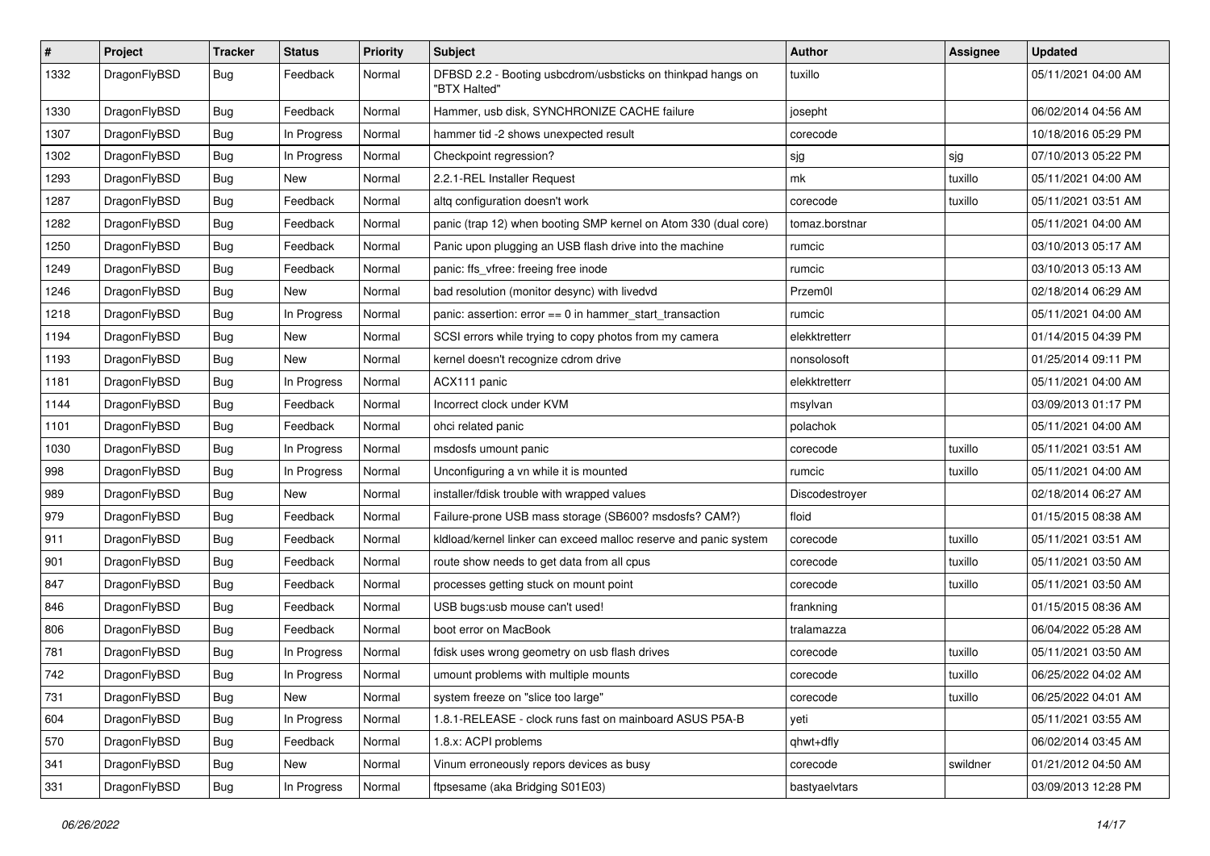| # | Project | Tracker | Status | Priority | Subject | Author | Assignee | Updated |
|---|---|---|---|---|---|---|---|---|
| 1332 | DragonFlyBSD | Bug | Feedback | Normal | DFBSD 2.2 - Booting usbcdrom/usbsticks on thinkpad hangs on "BTX Halted" | tuxillo | | 05/11/2021 04:00 AM |
| 1330 | DragonFlyBSD | Bug | Feedback | Normal | Hammer, usb disk, SYNCHRONIZE CACHE failure | josepht | | 06/02/2014 04:56 AM |
| 1307 | DragonFlyBSD | Bug | In Progress | Normal | hammer tid -2 shows unexpected result | corecode | | 10/18/2016 05:29 PM |
| 1302 | DragonFlyBSD | Bug | In Progress | Normal | Checkpoint regression? | sjg | sjg | 07/10/2013 05:22 PM |
| 1293 | DragonFlyBSD | Bug | New | Normal | 2.2.1-REL Installer Request | mk | tuxillo | 05/11/2021 04:00 AM |
| 1287 | DragonFlyBSD | Bug | Feedback | Normal | altq configuration doesn't work | corecode | tuxillo | 05/11/2021 03:51 AM |
| 1282 | DragonFlyBSD | Bug | Feedback | Normal | panic (trap 12) when booting SMP kernel on Atom 330 (dual core) | tomaz.borstnar | | 05/11/2021 04:00 AM |
| 1250 | DragonFlyBSD | Bug | Feedback | Normal | Panic upon plugging an USB flash drive into the machine | rumcic | | 03/10/2013 05:17 AM |
| 1249 | DragonFlyBSD | Bug | Feedback | Normal | panic: ffs_vfree: freeing free inode | rumcic | | 03/10/2013 05:13 AM |
| 1246 | DragonFlyBSD | Bug | New | Normal | bad resolution (monitor desync) with livedvd | Przem0l | | 02/18/2014 06:29 AM |
| 1218 | DragonFlyBSD | Bug | In Progress | Normal | panic: assertion: error == 0 in hammer_start_transaction | rumcic | | 05/11/2021 04:00 AM |
| 1194 | DragonFlyBSD | Bug | New | Normal | SCSI errors while trying to copy photos from my camera | elekktretterr | | 01/14/2015 04:39 PM |
| 1193 | DragonFlyBSD | Bug | New | Normal | kernel doesn't recognize cdrom drive | nonsolosoft | | 01/25/2014 09:11 PM |
| 1181 | DragonFlyBSD | Bug | In Progress | Normal | ACX111 panic | elekktretterr | | 05/11/2021 04:00 AM |
| 1144 | DragonFlyBSD | Bug | Feedback | Normal | Incorrect clock under KVM | msylvan | | 03/09/2013 01:17 PM |
| 1101 | DragonFlyBSD | Bug | Feedback | Normal | ohci related panic | polachok | | 05/11/2021 04:00 AM |
| 1030 | DragonFlyBSD | Bug | In Progress | Normal | msdosfs umount panic | corecode | tuxillo | 05/11/2021 03:51 AM |
| 998 | DragonFlyBSD | Bug | In Progress | Normal | Unconfiguring a vn while it is mounted | rumcic | tuxillo | 05/11/2021 04:00 AM |
| 989 | DragonFlyBSD | Bug | New | Normal | installer/fdisk trouble with wrapped values | Discodestroyer | | 02/18/2014 06:27 AM |
| 979 | DragonFlyBSD | Bug | Feedback | Normal | Failure-prone USB mass storage (SB600? msdosfs? CAM?) | floid | | 01/15/2015 08:38 AM |
| 911 | DragonFlyBSD | Bug | Feedback | Normal | kldload/kernel linker can exceed malloc reserve and panic system | corecode | tuxillo | 05/11/2021 03:51 AM |
| 901 | DragonFlyBSD | Bug | Feedback | Normal | route show needs to get data from all cpus | corecode | tuxillo | 05/11/2021 03:50 AM |
| 847 | DragonFlyBSD | Bug | Feedback | Normal | processes getting stuck on mount point | corecode | tuxillo | 05/11/2021 03:50 AM |
| 846 | DragonFlyBSD | Bug | Feedback | Normal | USB bugs:usb mouse can't used! | frankning | | 01/15/2015 08:36 AM |
| 806 | DragonFlyBSD | Bug | Feedback | Normal | boot error on MacBook | tralamazza | | 06/04/2022 05:28 AM |
| 781 | DragonFlyBSD | Bug | In Progress | Normal | fdisk uses wrong geometry on usb flash drives | corecode | tuxillo | 05/11/2021 03:50 AM |
| 742 | DragonFlyBSD | Bug | In Progress | Normal | umount problems with multiple mounts | corecode | tuxillo | 06/25/2022 04:02 AM |
| 731 | DragonFlyBSD | Bug | New | Normal | system freeze on "slice too large" | corecode | tuxillo | 06/25/2022 04:01 AM |
| 604 | DragonFlyBSD | Bug | In Progress | Normal | 1.8.1-RELEASE - clock runs fast on mainboard ASUS P5A-B | yeti | | 05/11/2021 03:55 AM |
| 570 | DragonFlyBSD | Bug | Feedback | Normal | 1.8.x: ACPI problems | qhwt+dfly | | 06/02/2014 03:45 AM |
| 341 | DragonFlyBSD | Bug | New | Normal | Vinum erroneously repors devices as busy | corecode | swildner | 01/21/2012 04:50 AM |
| 331 | DragonFlyBSD | Bug | In Progress | Normal | ftpsesame (aka Bridging S01E03) | bastyaelvtars | | 03/09/2013 12:28 PM |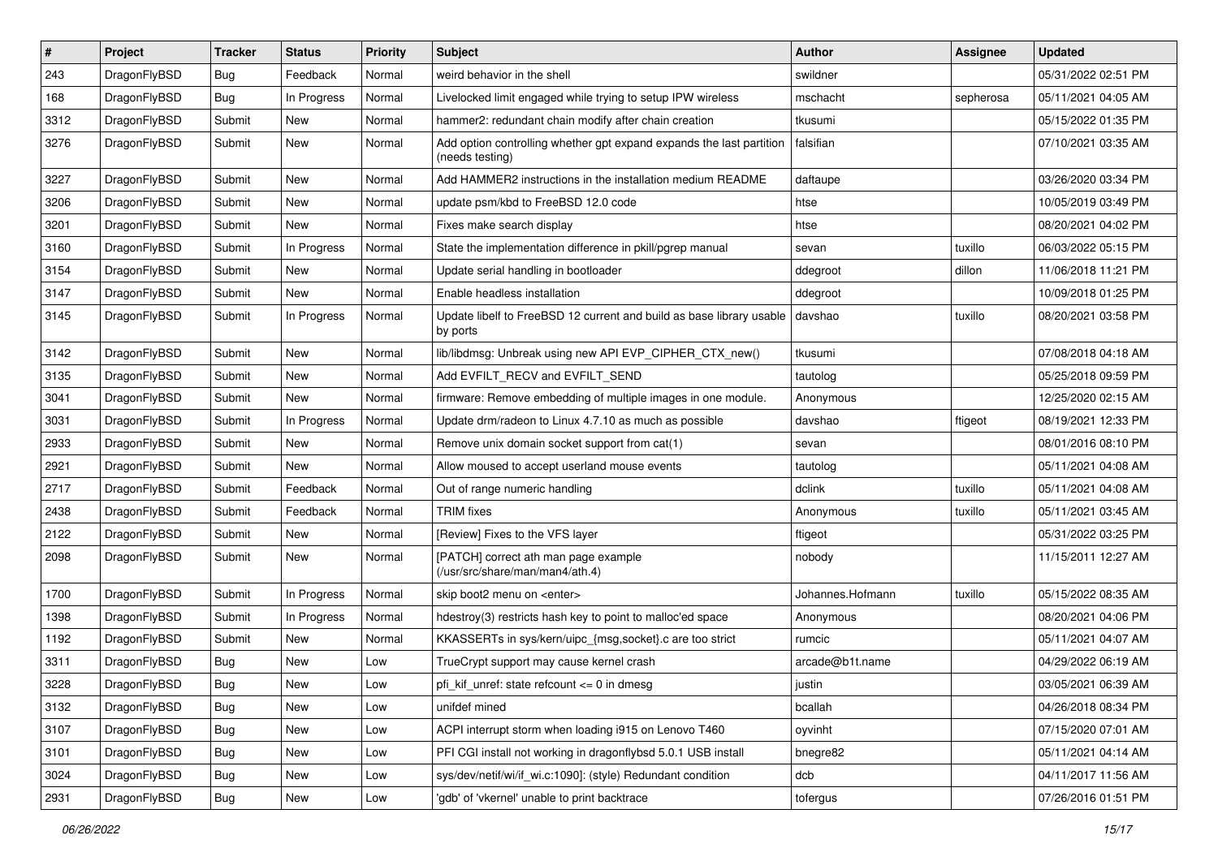| # | Project | Tracker | Status | Priority | Subject | Author | Assignee | Updated |
|---|---|---|---|---|---|---|---|---|
| 243 | DragonFlyBSD | Bug | Feedback | Normal | weird behavior in the shell | swildner | | 05/31/2022 02:51 PM |
| 168 | DragonFlyBSD | Bug | In Progress | Normal | Livelocked limit engaged while trying to setup IPW wireless | mschacht | sepherosa | 05/11/2021 04:05 AM |
| 3312 | DragonFlyBSD | Submit | New | Normal | hammer2: redundant chain modify after chain creation | tkusumi | | 05/15/2022 01:35 PM |
| 3276 | DragonFlyBSD | Submit | New | Normal | Add option controlling whether gpt expand expands the last partition (needs testing) | falsifian | | 07/10/2021 03:35 AM |
| 3227 | DragonFlyBSD | Submit | New | Normal | Add HAMMER2 instructions in the installation medium README | daftaupe | | 03/26/2020 03:34 PM |
| 3206 | DragonFlyBSD | Submit | New | Normal | update psm/kbd to FreeBSD 12.0 code | htse | | 10/05/2019 03:49 PM |
| 3201 | DragonFlyBSD | Submit | New | Normal | Fixes make search display | htse | | 08/20/2021 04:02 PM |
| 3160 | DragonFlyBSD | Submit | In Progress | Normal | State the implementation difference in pkill/pgrep manual | sevan | tuxillo | 06/03/2022 05:15 PM |
| 3154 | DragonFlyBSD | Submit | New | Normal | Update serial handling in bootloader | ddegroot | dillon | 11/06/2018 11:21 PM |
| 3147 | DragonFlyBSD | Submit | New | Normal | Enable headless installation | ddegroot | | 10/09/2018 01:25 PM |
| 3145 | DragonFlyBSD | Submit | In Progress | Normal | Update libelf to FreeBSD 12 current and build as base library usable by ports | davshao | tuxillo | 08/20/2021 03:58 PM |
| 3142 | DragonFlyBSD | Submit | New | Normal | lib/libdmsg: Unbreak using new API EVP_CIPHER_CTX_new() | tkusumi | | 07/08/2018 04:18 AM |
| 3135 | DragonFlyBSD | Submit | New | Normal | Add EVFILT_RECV and EVFILT_SEND | tautolog | | 05/25/2018 09:59 PM |
| 3041 | DragonFlyBSD | Submit | New | Normal | firmware: Remove embedding of multiple images in one module. | Anonymous | | 12/25/2020 02:15 AM |
| 3031 | DragonFlyBSD | Submit | In Progress | Normal | Update drm/radeon to Linux 4.7.10 as much as possible | davshao | ftigeot | 08/19/2021 12:33 PM |
| 2933 | DragonFlyBSD | Submit | New | Normal | Remove unix domain socket support from cat(1) | sevan | | 08/01/2016 08:10 PM |
| 2921 | DragonFlyBSD | Submit | New | Normal | Allow moused to accept userland mouse events | tautolog | | 05/11/2021 04:08 AM |
| 2717 | DragonFlyBSD | Submit | Feedback | Normal | Out of range numeric handling | dclink | tuxillo | 05/11/2021 04:08 AM |
| 2438 | DragonFlyBSD | Submit | Feedback | Normal | TRIM fixes | Anonymous | tuxillo | 05/11/2021 03:45 AM |
| 2122 | DragonFlyBSD | Submit | New | Normal | [Review] Fixes to the VFS layer | ftigeot | | 05/31/2022 03:25 PM |
| 2098 | DragonFlyBSD | Submit | New | Normal | [PATCH] correct ath man page example (/usr/src/share/man/man4/ath.4) | nobody | | 11/15/2011 12:27 AM |
| 1700 | DragonFlyBSD | Submit | In Progress | Normal | skip boot2 menu on <enter> | Johannes.Hofmann | tuxillo | 05/15/2022 08:35 AM |
| 1398 | DragonFlyBSD | Submit | In Progress | Normal | hdestroy(3) restricts hash key to point to malloc'ed space | Anonymous | | 08/20/2021 04:06 PM |
| 1192 | DragonFlyBSD | Submit | New | Normal | KKASSERTs in sys/kern/uipc_{msg,socket}.c are too strict | rumcic | | 05/11/2021 04:07 AM |
| 3311 | DragonFlyBSD | Bug | New | Low | TrueCrypt support may cause kernel crash | arcade@b1t.name | | 04/29/2022 06:19 AM |
| 3228 | DragonFlyBSD | Bug | New | Low | pfi_kif_unref: state refcount <= 0 in dmesg | justin | | 03/05/2021 06:39 AM |
| 3132 | DragonFlyBSD | Bug | New | Low | unifdef mined | bcallah | | 04/26/2018 08:34 PM |
| 3107 | DragonFlyBSD | Bug | New | Low | ACPI interrupt storm when loading i915 on Lenovo T460 | oyvinht | | 07/15/2020 07:01 AM |
| 3101 | DragonFlyBSD | Bug | New | Low | PFI CGI install not working in dragonflybsd 5.0.1 USB install | bnegre82 | | 05/11/2021 04:14 AM |
| 3024 | DragonFlyBSD | Bug | New | Low | sys/dev/netif/wi/if_wi.c:1090]: (style) Redundant condition | dcb | | 04/11/2017 11:56 AM |
| 2931 | DragonFlyBSD | Bug | New | Low | 'gdb' of 'vkernel' unable to print backtrace | tofergus | | 07/26/2016 01:51 PM |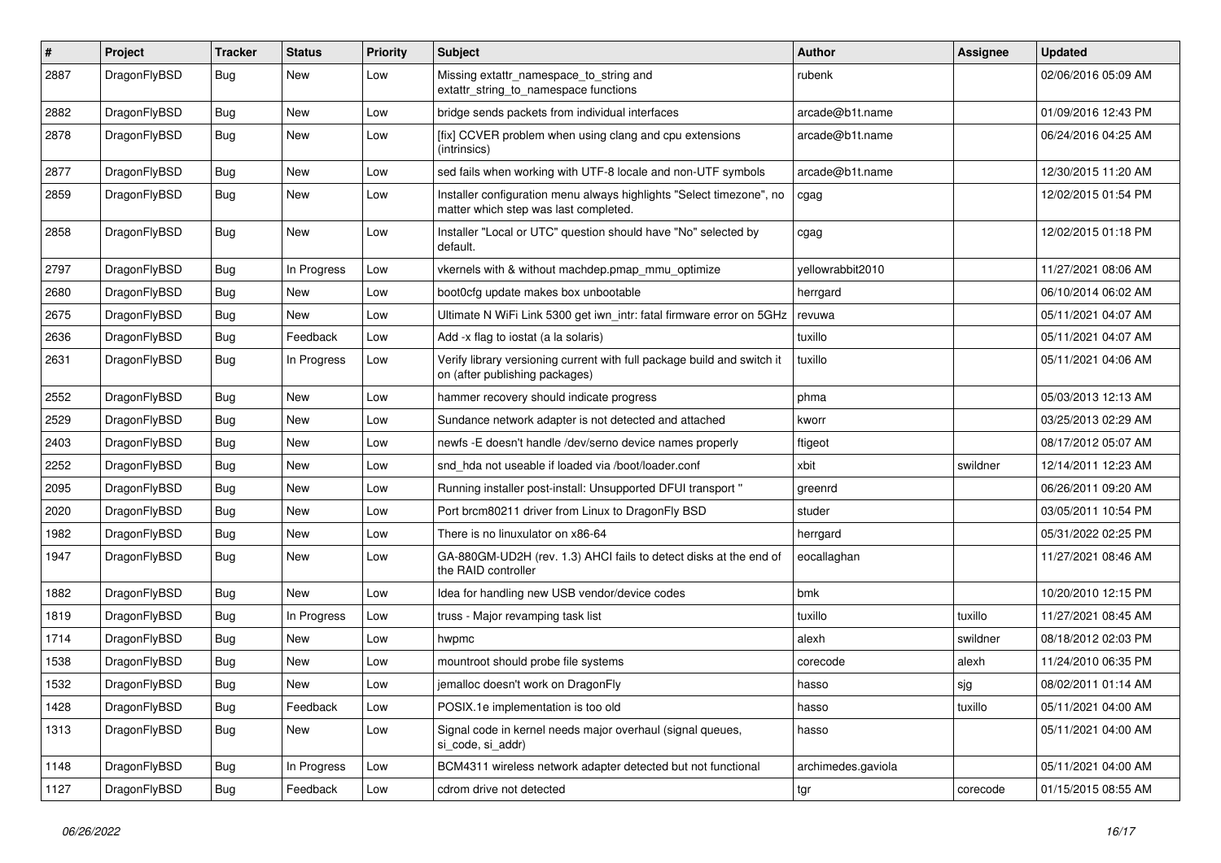| # | Project | Tracker | Status | Priority | Subject | Author | Assignee | Updated |
|---|---|---|---|---|---|---|---|---|
| 2887 | DragonFlyBSD | Bug | New | Low | Missing extattr_namespace_to_string and extattr_string_to_namespace functions | rubenk | | 02/06/2016 05:09 AM |
| 2882 | DragonFlyBSD | Bug | New | Low | bridge sends packets from individual interfaces | arcade@b1t.name | | 01/09/2016 12:43 PM |
| 2878 | DragonFlyBSD | Bug | New | Low | [fix] CCVER problem when using clang and cpu extensions (intrinsics) | arcade@b1t.name | | 06/24/2016 04:25 AM |
| 2877 | DragonFlyBSD | Bug | New | Low | sed fails when working with UTF-8 locale and non-UTF symbols | arcade@b1t.name | | 12/30/2015 11:20 AM |
| 2859 | DragonFlyBSD | Bug | New | Low | Installer configuration menu always highlights "Select timezone", no matter which step was last completed. | cgag | | 12/02/2015 01:54 PM |
| 2858 | DragonFlyBSD | Bug | New | Low | Installer "Local or UTC" question should have "No" selected by default. | cgag | | 12/02/2015 01:18 PM |
| 2797 | DragonFlyBSD | Bug | In Progress | Low | vkernels with & without machdep.pmap_mmu_optimize | yellowrabbit2010 | | 11/27/2021 08:06 AM |
| 2680 | DragonFlyBSD | Bug | New | Low | boot0cfg update makes box unbootable | herrgard | | 06/10/2014 06:02 AM |
| 2675 | DragonFlyBSD | Bug | New | Low | Ultimate N WiFi Link 5300 get iwn_intr: fatal firmware error on 5GHz | revuwa | | 05/11/2021 04:07 AM |
| 2636 | DragonFlyBSD | Bug | Feedback | Low | Add -x flag to iostat (a la solaris) | tuxillo | | 05/11/2021 04:07 AM |
| 2631 | DragonFlyBSD | Bug | In Progress | Low | Verify library versioning current with full package build and switch it on (after publishing packages) | tuxillo | | 05/11/2021 04:06 AM |
| 2552 | DragonFlyBSD | Bug | New | Low | hammer recovery should indicate progress | phma | | 05/03/2013 12:13 AM |
| 2529 | DragonFlyBSD | Bug | New | Low | Sundance network adapter is not detected and attached | kworr | | 03/25/2013 02:29 AM |
| 2403 | DragonFlyBSD | Bug | New | Low | newfs -E doesn't handle /dev/serno device names properly | ftigeot | | 08/17/2012 05:07 AM |
| 2252 | DragonFlyBSD | Bug | New | Low | snd_hda not useable if loaded via /boot/loader.conf | xbit | swildner | 12/14/2011 12:23 AM |
| 2095 | DragonFlyBSD | Bug | New | Low | Running installer post-install: Unsupported DFUI transport " | greenrd | | 06/26/2011 09:20 AM |
| 2020 | DragonFlyBSD | Bug | New | Low | Port brcm80211 driver from Linux to DragonFly BSD | studer | | 03/05/2011 10:54 PM |
| 1982 | DragonFlyBSD | Bug | New | Low | There is no linuxulator on x86-64 | herrgard | | 05/31/2022 02:25 PM |
| 1947 | DragonFlyBSD | Bug | New | Low | GA-880GM-UD2H (rev. 1.3) AHCI fails to detect disks at the end of the RAID controller | eocallaghan | | 11/27/2021 08:46 AM |
| 1882 | DragonFlyBSD | Bug | New | Low | Idea for handling new USB vendor/device codes | bmk | | 10/20/2010 12:15 PM |
| 1819 | DragonFlyBSD | Bug | In Progress | Low | truss - Major revamping task list | tuxillo | tuxillo | 11/27/2021 08:45 AM |
| 1714 | DragonFlyBSD | Bug | New | Low | hwpmc | alexh | swildner | 08/18/2012 02:03 PM |
| 1538 | DragonFlyBSD | Bug | New | Low | mountroot should probe file systems | corecode | alexh | 11/24/2010 06:35 PM |
| 1532 | DragonFlyBSD | Bug | New | Low | jemalloc doesn't work on DragonFly | hasso | sjg | 08/02/2011 01:14 AM |
| 1428 | DragonFlyBSD | Bug | Feedback | Low | POSIX.1e implementation is too old | hasso | tuxillo | 05/11/2021 04:00 AM |
| 1313 | DragonFlyBSD | Bug | New | Low | Signal code in kernel needs major overhaul (signal queues, si_code, si_addr) | hasso | | 05/11/2021 04:00 AM |
| 1148 | DragonFlyBSD | Bug | In Progress | Low | BCM4311 wireless network adapter detected but not functional | archimedes.gaviola | | 05/11/2021 04:00 AM |
| 1127 | DragonFlyBSD | Bug | Feedback | Low | cdrom drive not detected | tgr | corecode | 01/15/2015 08:55 AM |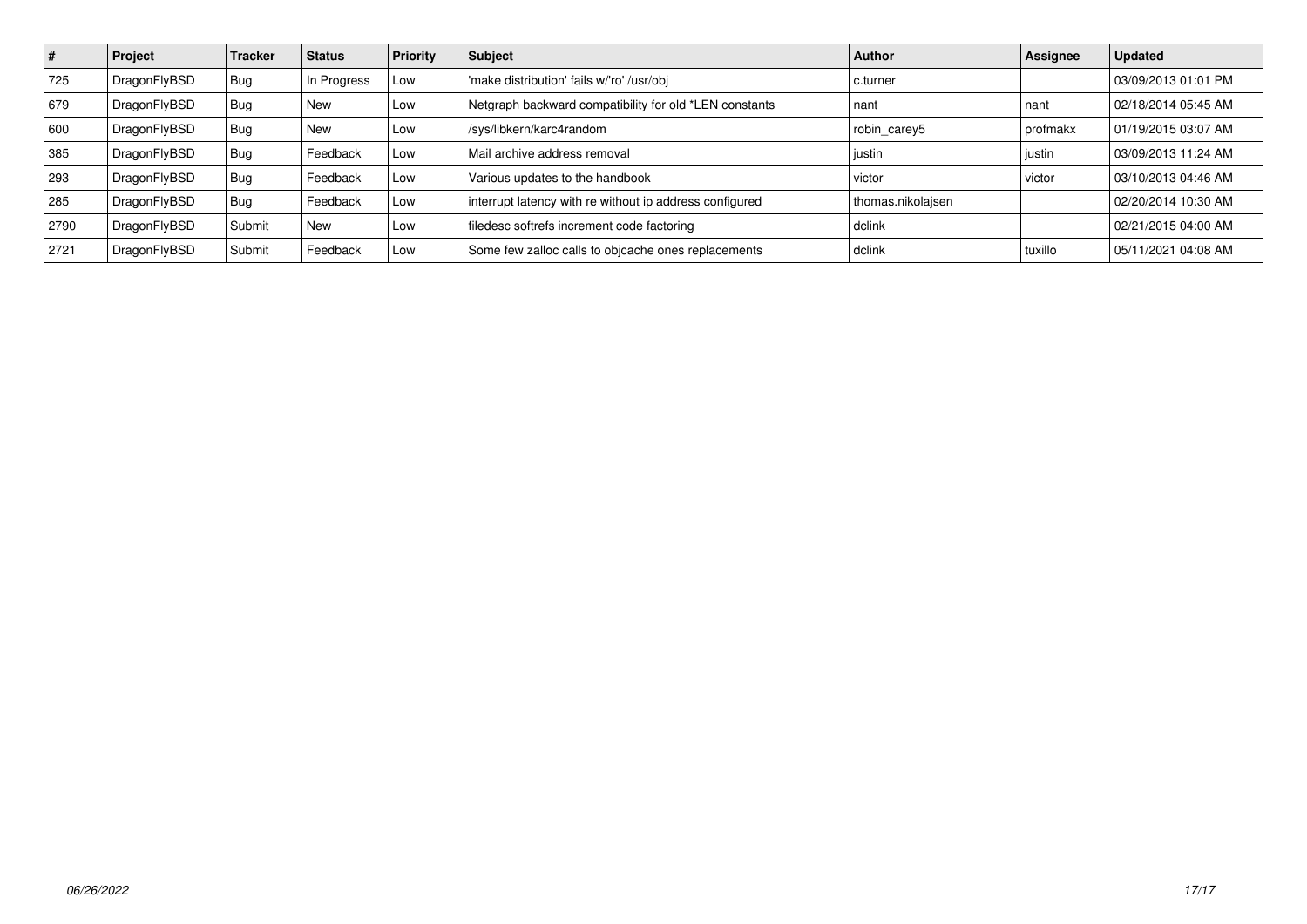| # | Project | Tracker | Status | Priority | Subject | Author | Assignee | Updated |
|---|---|---|---|---|---|---|---|---|
| 725 | DragonFlyBSD | Bug | In Progress | Low | 'make distribution' fails w/'ro' /usr/obj | c.turner | | 03/09/2013 01:01 PM |
| 679 | DragonFlyBSD | Bug | New | Low | Netgraph backward compatibility for old *LEN constants | nant | nant | 02/18/2014 05:45 AM |
| 600 | DragonFlyBSD | Bug | New | Low | /sys/libkern/karc4random | robin_carey5 | profmakx | 01/19/2015 03:07 AM |
| 385 | DragonFlyBSD | Bug | Feedback | Low | Mail archive address removal | justin | justin | 03/09/2013 11:24 AM |
| 293 | DragonFlyBSD | Bug | Feedback | Low | Various updates to the handbook | victor | victor | 03/10/2013 04:46 AM |
| 285 | DragonFlyBSD | Bug | Feedback | Low | interrupt latency with re without ip address configured | thomas.nikolajsen | | 02/20/2014 10:30 AM |
| 2790 | DragonFlyBSD | Submit | New | Low | filedesc softrefs increment code factoring | dclink | | 02/21/2015 04:00 AM |
| 2721 | DragonFlyBSD | Submit | Feedback | Low | Some few zalloc calls to objcache ones replacements | dclink | tuxillo | 05/11/2021 04:08 AM |